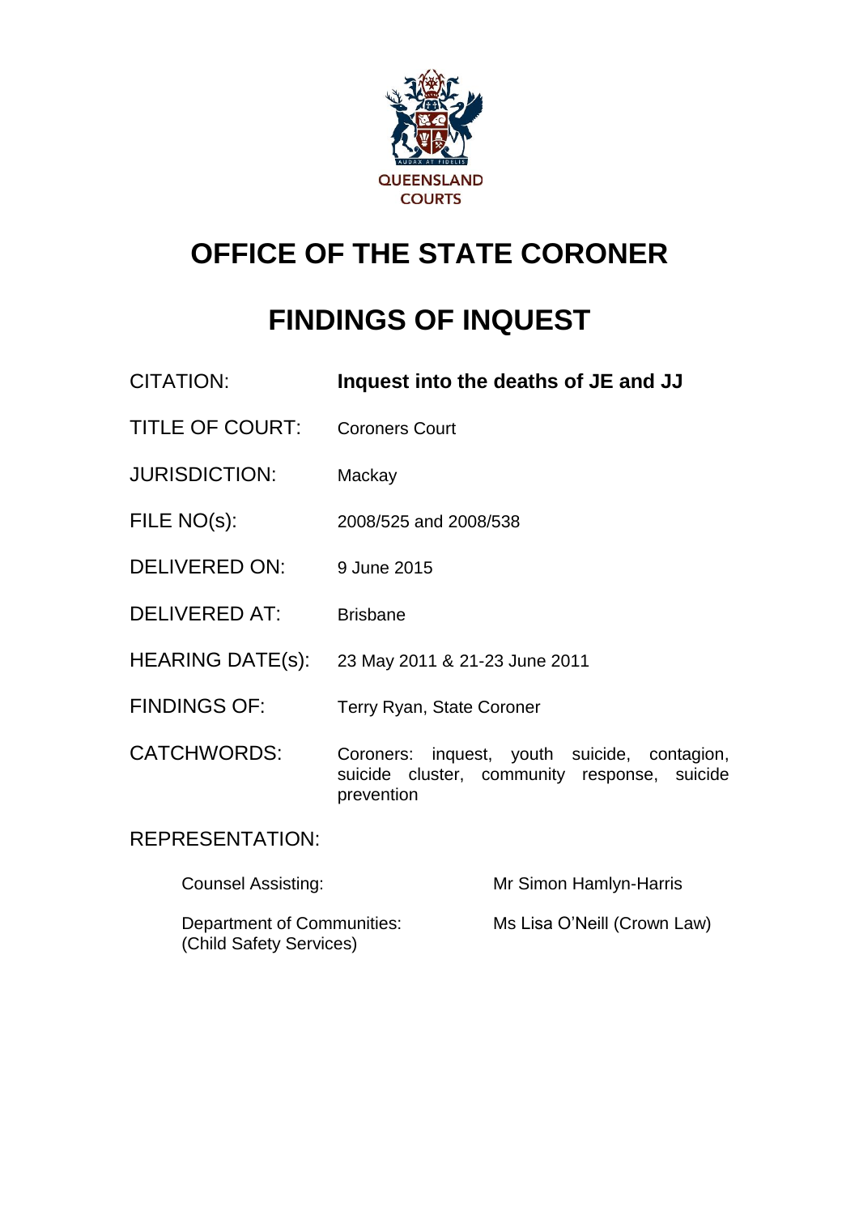QUEENSLAND COURTS

# OFFICE OF THE STATE CORONER

# FINDINGS OF INQUEST

| | |
|---|---|
| CITATION: | **Inquest into the deaths of JE and JJ** |
| TITLE OF COURT: | Coroners Court |
| JURISDICTION: | Mackay |
| FILE NO(s): | 2008/525 and 2008/538 |
| DELIVERED ON: | 9 June 2015 |
| DELIVERED AT: | Brisbane |
| HEARING DATE(s): | 23 May 2011 & 21-23 June 2011 |
| FINDINGS OF: | Terry Ryan, State Coroner |
| CATCHWORDS: | Coroners: inquest, youth suicide, contagion, suicide cluster, community response, suicide prevention |

REPRESENTATION:

| | |
|---|---|
| Counsel Assisting: | Mr Simon Hamlyn-Harris |
| Department of Communities: (Child Safety Services) | Ms Lisa O'Neill (Crown Law) |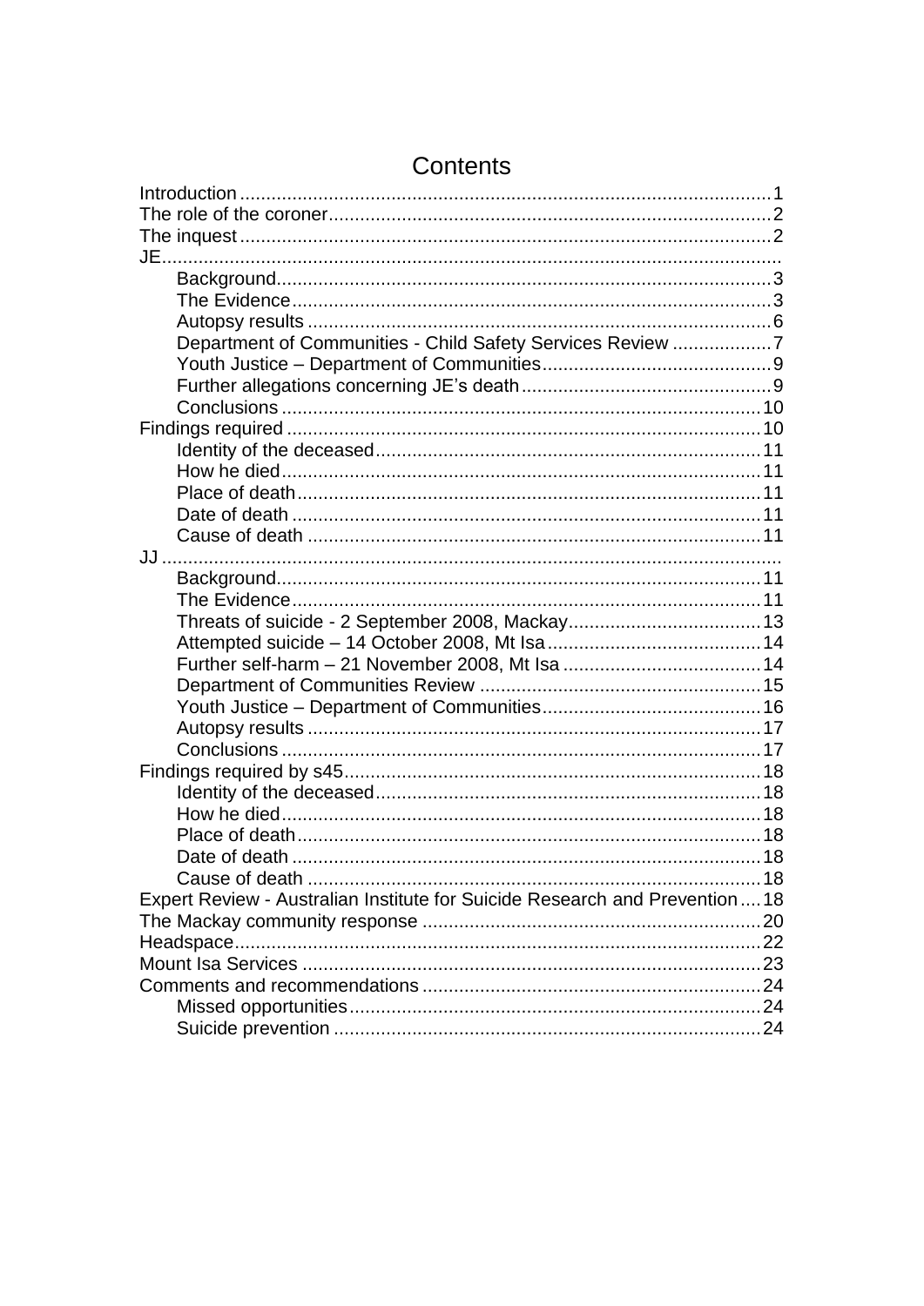# Contents

- Introduction ..... 1
- The role of the coroner ..... 2
- The inquest ..... 2
- JE .....
    - Background ..... 3
    - The Evidence ..... 3
    - Autopsy results ..... 6
    - Department of Communities - Child Safety Services Review ..... 7
    - Youth Justice – Department of Communities ..... 9
    - Further allegations concerning JE's death ..... 9
    - Conclusions ..... 10
- Findings required ..... 10
    - Identity of the deceased ..... 11
    - How he died ..... 11
    - Place of death ..... 11
    - Date of death ..... 11
    - Cause of death ..... 11
- JJ .....
    - Background ..... 11
    - The Evidence ..... 11
    - Threats of suicide - 2 September 2008, Mackay ..... 13
    - Attempted suicide – 14 October 2008, Mt Isa ..... 14
    - Further self-harm – 21 November 2008, Mt Isa ..... 14
    - Department of Communities Review ..... 15
    - Youth Justice – Department of Communities ..... 16
    - Autopsy results ..... 17
    - Conclusions ..... 17
- Findings required by s45 ..... 18
    - Identity of the deceased ..... 18
    - How he died ..... 18
    - Place of death ..... 18
    - Date of death ..... 18
    - Cause of death ..... 18
- Expert Review - Australian Institute for Suicide Research and Prevention ..... 18
- The Mackay community response ..... 20
- Headspace ..... 22
- Mount Isa Services ..... 23
- Comments and recommendations ..... 24
    - Missed opportunities ..... 24
    - Suicide prevention ..... 24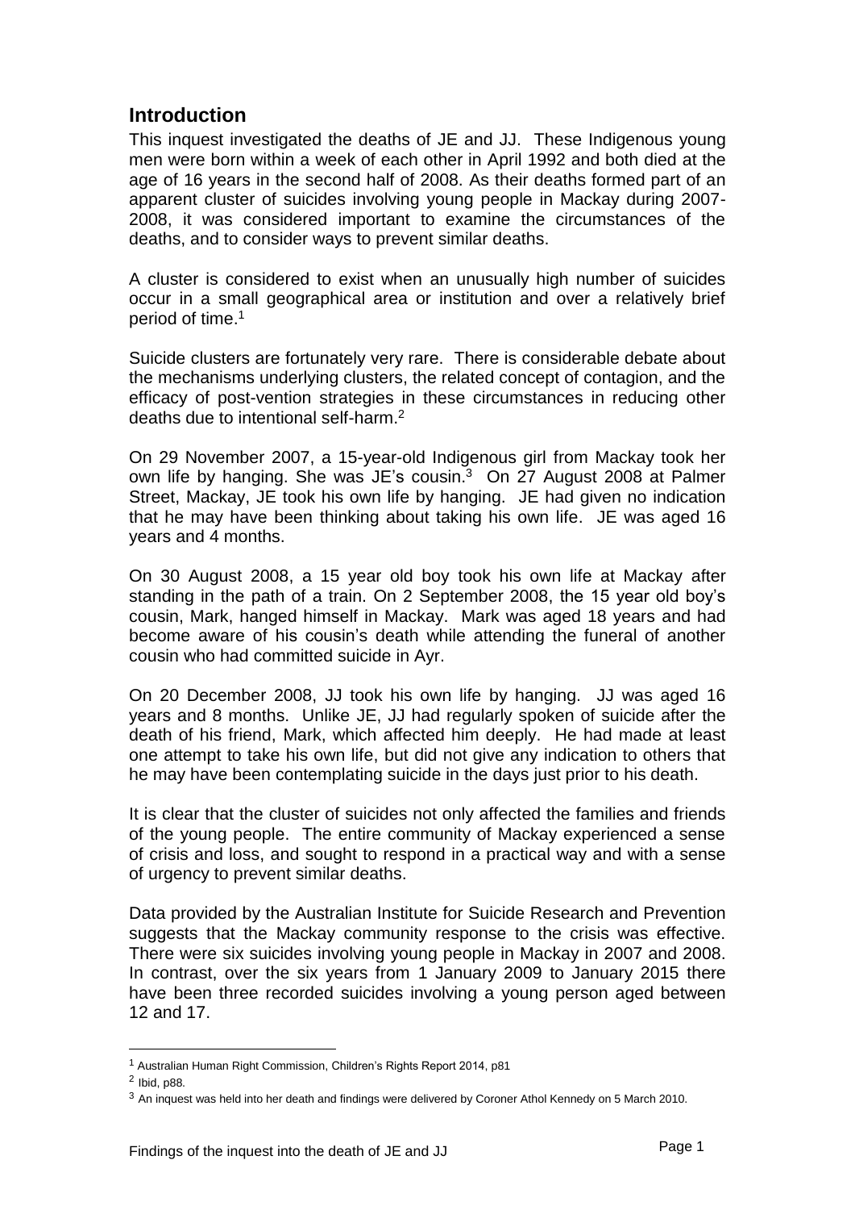## Introduction

This inquest investigated the deaths of JE and JJ. These Indigenous young men were born within a week of each other in April 1992 and both died at the age of 16 years in the second half of 2008. As their deaths formed part of an apparent cluster of suicides involving young people in Mackay during 2007-2008, it was considered important to examine the circumstances of the deaths, and to consider ways to prevent similar deaths.

A cluster is considered to exist when an unusually high number of suicides occur in a small geographical area or institution and over a relatively brief period of time.[1]

Suicide clusters are fortunately very rare. There is considerable debate about the mechanisms underlying clusters, the related concept of contagion, and the efficacy of post-vention strategies in these circumstances in reducing other deaths due to intentional self-harm.[2]

On 29 November 2007, a 15-year-old Indigenous girl from Mackay took her own life by hanging. She was JE's cousin.[3] On 27 August 2008 at Palmer Street, Mackay, JE took his own life by hanging. JE had given no indication that he may have been thinking about taking his own life. JE was aged 16 years and 4 months.

On 30 August 2008, a 15 year old boy took his own life at Mackay after standing in the path of a train. On 2 September 2008, the 15 year old boy's cousin, Mark, hanged himself in Mackay. Mark was aged 18 years and had become aware of his cousin's death while attending the funeral of another cousin who had committed suicide in Ayr.

On 20 December 2008, JJ took his own life by hanging. JJ was aged 16 years and 8 months. Unlike JE, JJ had regularly spoken of suicide after the death of his friend, Mark, which affected him deeply. He had made at least one attempt to take his own life, but did not give any indication to others that he may have been contemplating suicide in the days just prior to his death.

It is clear that the cluster of suicides not only affected the families and friends of the young people. The entire community of Mackay experienced a sense of crisis and loss, and sought to respond in a practical way and with a sense of urgency to prevent similar deaths.

Data provided by the Australian Institute for Suicide Research and Prevention suggests that the Mackay community response to the crisis was effective. There were six suicides involving young people in Mackay in 2007 and 2008. In contrast, over the six years from 1 January 2009 to January 2015 there have been three recorded suicides involving a young person aged between 12 and 17.

---

[1] Australian Human Right Commission, Children's Rights Report 2014, p81

[2] Ibid, p88.

[3] An inquest was held into her death and findings were delivered by Coroner Athol Kennedy on 5 March 2010.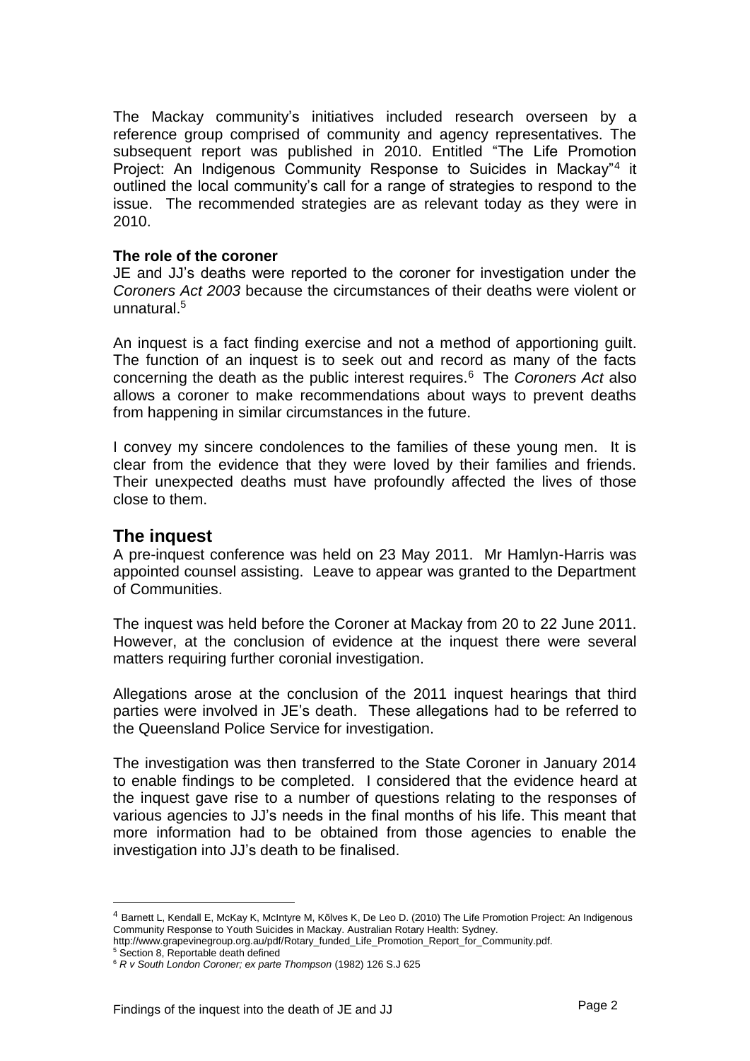The Mackay community's initiatives included research overseen by a reference group comprised of community and agency representatives. The subsequent report was published in 2010. Entitled "The Life Promotion Project: An Indigenous Community Response to Suicides in Mackay"[4] it outlined the local community's call for a range of strategies to respond to the issue. The recommended strategies are as relevant today as they were in 2010.

**The role of the coroner**

JE and JJ's deaths were reported to the coroner for investigation under the *Coroners Act 2003* because the circumstances of their deaths were violent or unnatural.[5]

An inquest is a fact finding exercise and not a method of apportioning guilt. The function of an inquest is to seek out and record as many of the facts concerning the death as the public interest requires.[6] The *Coroners Act* also allows a coroner to make recommendations about ways to prevent deaths from happening in similar circumstances in the future.

I convey my sincere condolences to the families of these young men. It is clear from the evidence that they were loved by their families and friends. Their unexpected deaths must have profoundly affected the lives of those close to them.

## The inquest

A pre-inquest conference was held on 23 May 2011. Mr Hamlyn-Harris was appointed counsel assisting. Leave to appear was granted to the Department of Communities.

The inquest was held before the Coroner at Mackay from 20 to 22 June 2011. However, at the conclusion of evidence at the inquest there were several matters requiring further coronial investigation.

Allegations arose at the conclusion of the 2011 inquest hearings that third parties were involved in JE's death. These allegations had to be referred to the Queensland Police Service for investigation.

The investigation was then transferred to the State Coroner in January 2014 to enable findings to be completed. I considered that the evidence heard at the inquest gave rise to a number of questions relating to the responses of various agencies to JJ's needs in the final months of his life. This meant that more information had to be obtained from those agencies to enable the investigation into JJ's death to be finalised.

---

[4] Barnett L, Kendall E, McKay K, McIntyre M, Kõlves K, De Leo D. (2010) The Life Promotion Project: An Indigenous Community Response to Youth Suicides in Mackay. Australian Rotary Health: Sydney. http://www.grapevinegroup.org.au/pdf/Rotary_funded_Life_Promotion_Report_for_Community.pdf.

[5] Section 8, Reportable death defined

[6] *R v South London Coroner; ex parte Thompson* (1982) 126 S.J 625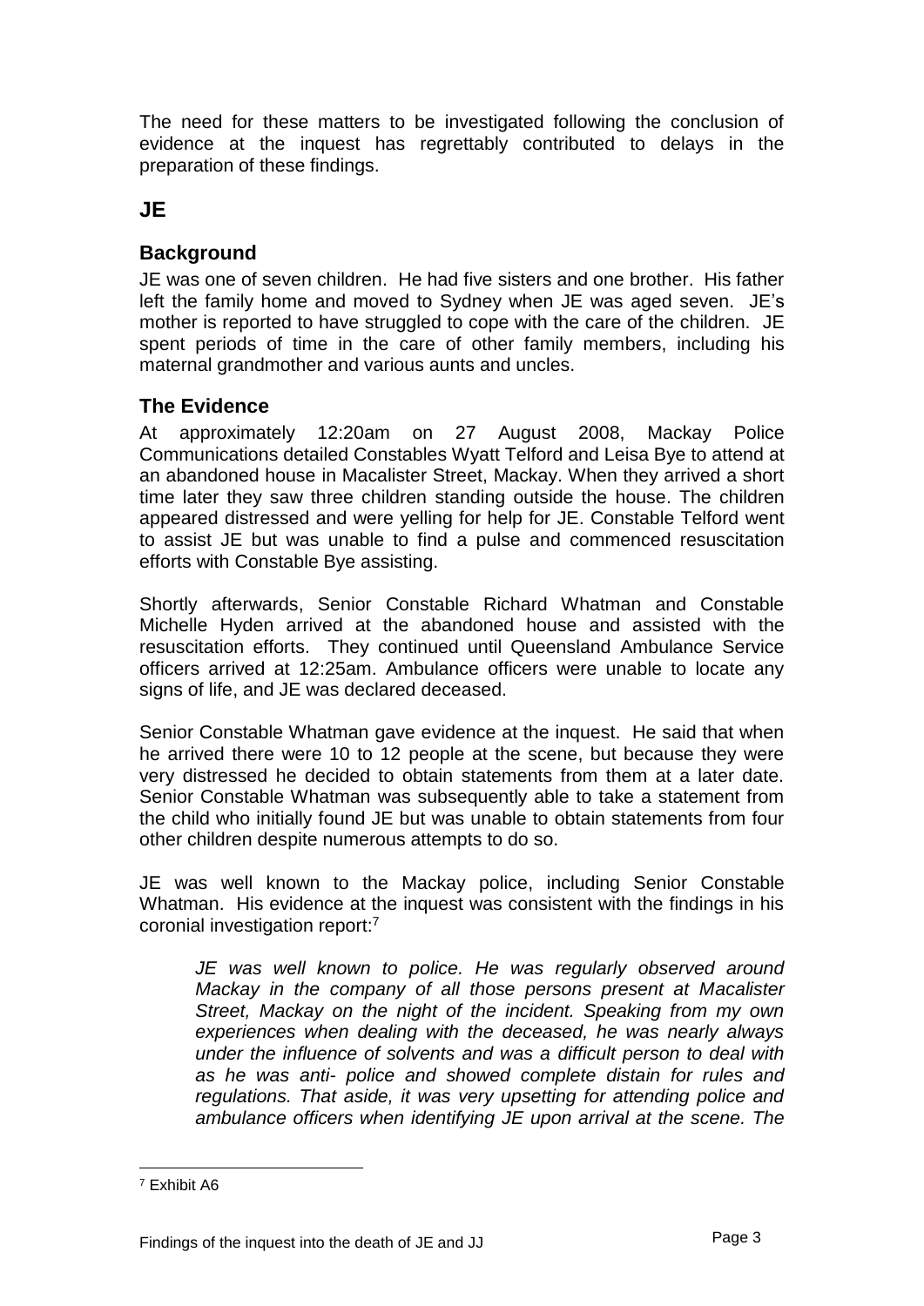The need for these matters to be investigated following the conclusion of evidence at the inquest has regrettably contributed to delays in the preparation of these findings.

## JE

### Background

JE was one of seven children. He had five sisters and one brother. His father left the family home and moved to Sydney when JE was aged seven. JE's mother is reported to have struggled to cope with the care of the children. JE spent periods of time in the care of other family members, including his maternal grandmother and various aunts and uncles.

### The Evidence

At approximately 12:20am on 27 August 2008, Mackay Police Communications detailed Constables Wyatt Telford and Leisa Bye to attend at an abandoned house in Macalister Street, Mackay. When they arrived a short time later they saw three children standing outside the house. The children appeared distressed and were yelling for help for JE. Constable Telford went to assist JE but was unable to find a pulse and commenced resuscitation efforts with Constable Bye assisting.

Shortly afterwards, Senior Constable Richard Whatman and Constable Michelle Hyden arrived at the abandoned house and assisted with the resuscitation efforts. They continued until Queensland Ambulance Service officers arrived at 12:25am. Ambulance officers were unable to locate any signs of life, and JE was declared deceased.

Senior Constable Whatman gave evidence at the inquest. He said that when he arrived there were 10 to 12 people at the scene, but because they were very distressed he decided to obtain statements from them at a later date. Senior Constable Whatman was subsequently able to take a statement from the child who initially found JE but was unable to obtain statements from four other children despite numerous attempts to do so.

JE was well known to the Mackay police, including Senior Constable Whatman. His evidence at the inquest was consistent with the findings in his coronial investigation report:[7]

> *JE was well known to police. He was regularly observed around Mackay in the company of all those persons present at Macalister Street, Mackay on the night of the incident. Speaking from my own experiences when dealing with the deceased, he was nearly always under the influence of solvents and was a difficult person to deal with as he was anti- police and showed complete distain for rules and regulations. That aside, it was very upsetting for attending police and ambulance officers when identifying JE upon arrival at the scene. The*

---

[7] Exhibit A6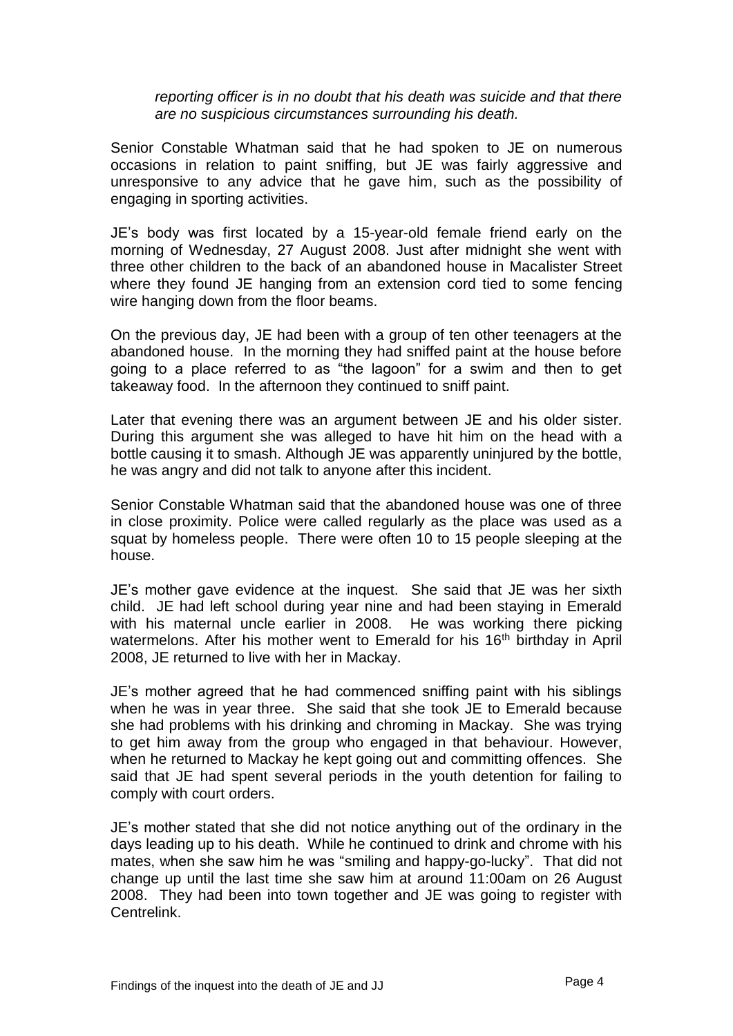*reporting officer is in no doubt that his death was suicide and that there are no suspicious circumstances surrounding his death.*

Senior Constable Whatman said that he had spoken to JE on numerous occasions in relation to paint sniffing, but JE was fairly aggressive and unresponsive to any advice that he gave him, such as the possibility of engaging in sporting activities.

JE's body was first located by a 15-year-old female friend early on the morning of Wednesday, 27 August 2008. Just after midnight she went with three other children to the back of an abandoned house in Macalister Street where they found JE hanging from an extension cord tied to some fencing wire hanging down from the floor beams.

On the previous day, JE had been with a group of ten other teenagers at the abandoned house. In the morning they had sniffed paint at the house before going to a place referred to as "the lagoon" for a swim and then to get takeaway food. In the afternoon they continued to sniff paint.

Later that evening there was an argument between JE and his older sister. During this argument she was alleged to have hit him on the head with a bottle causing it to smash. Although JE was apparently uninjured by the bottle, he was angry and did not talk to anyone after this incident.

Senior Constable Whatman said that the abandoned house was one of three in close proximity. Police were called regularly as the place was used as a squat by homeless people. There were often 10 to 15 people sleeping at the house.

JE's mother gave evidence at the inquest. She said that JE was her sixth child. JE had left school during year nine and had been staying in Emerald with his maternal uncle earlier in 2008. He was working there picking watermelons. After his mother went to Emerald for his 16th birthday in April 2008, JE returned to live with her in Mackay.

JE's mother agreed that he had commenced sniffing paint with his siblings when he was in year three. She said that she took JE to Emerald because she had problems with his drinking and chroming in Mackay. She was trying to get him away from the group who engaged in that behaviour. However, when he returned to Mackay he kept going out and committing offences. She said that JE had spent several periods in the youth detention for failing to comply with court orders.

JE's mother stated that she did not notice anything out of the ordinary in the days leading up to his death. While he continued to drink and chrome with his mates, when she saw him he was "smiling and happy-go-lucky". That did not change up until the last time she saw him at around 11:00am on 26 August 2008. They had been into town together and JE was going to register with Centrelink.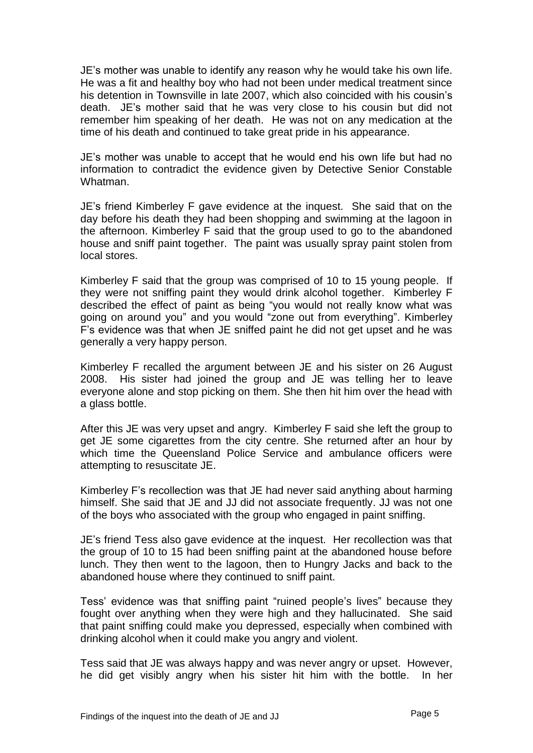JE's mother was unable to identify any reason why he would take his own life. He was a fit and healthy boy who had not been under medical treatment since his detention in Townsville in late 2007, which also coincided with his cousin's death. JE's mother said that he was very close to his cousin but did not remember him speaking of her death. He was not on any medication at the time of his death and continued to take great pride in his appearance.

JE's mother was unable to accept that he would end his own life but had no information to contradict the evidence given by Detective Senior Constable Whatman.

JE's friend Kimberley F gave evidence at the inquest. She said that on the day before his death they had been shopping and swimming at the lagoon in the afternoon. Kimberley F said that the group used to go to the abandoned house and sniff paint together. The paint was usually spray paint stolen from local stores.

Kimberley F said that the group was comprised of 10 to 15 young people. If they were not sniffing paint they would drink alcohol together. Kimberley F described the effect of paint as being "you would not really know what was going on around you" and you would "zone out from everything". Kimberley F's evidence was that when JE sniffed paint he did not get upset and he was generally a very happy person.

Kimberley F recalled the argument between JE and his sister on 26 August 2008. His sister had joined the group and JE was telling her to leave everyone alone and stop picking on them. She then hit him over the head with a glass bottle.

After this JE was very upset and angry. Kimberley F said she left the group to get JE some cigarettes from the city centre. She returned after an hour by which time the Queensland Police Service and ambulance officers were attempting to resuscitate JE.

Kimberley F's recollection was that JE had never said anything about harming himself. She said that JE and JJ did not associate frequently. JJ was not one of the boys who associated with the group who engaged in paint sniffing.

JE's friend Tess also gave evidence at the inquest. Her recollection was that the group of 10 to 15 had been sniffing paint at the abandoned house before lunch. They then went to the lagoon, then to Hungry Jacks and back to the abandoned house where they continued to sniff paint.

Tess' evidence was that sniffing paint "ruined people's lives" because they fought over anything when they were high and they hallucinated. She said that paint sniffing could make you depressed, especially when combined with drinking alcohol when it could make you angry and violent.

Tess said that JE was always happy and was never angry or upset. However, he did get visibly angry when his sister hit him with the bottle. In her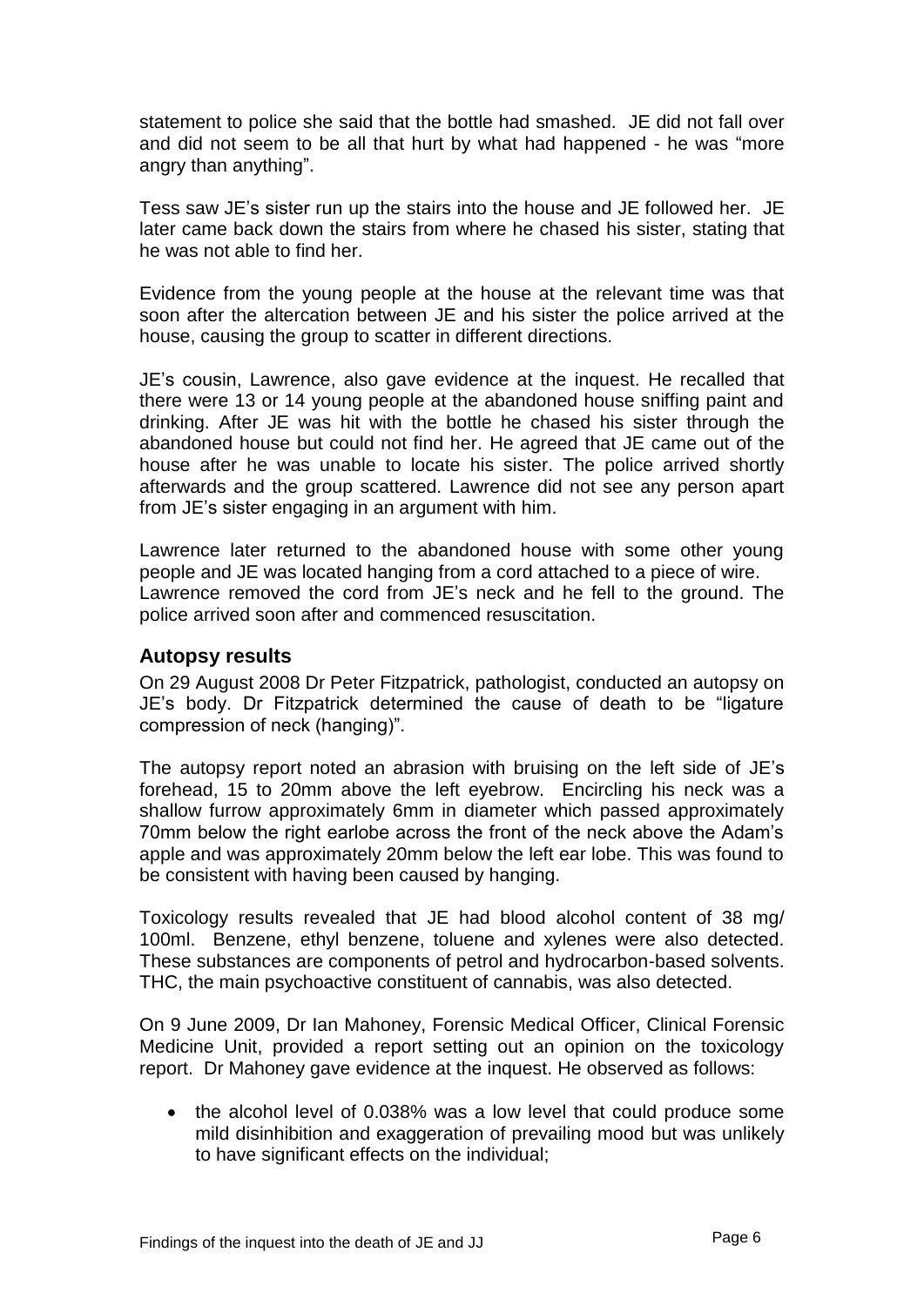statement to police she said that the bottle had smashed. JE did not fall over and did not seem to be all that hurt by what had happened - he was "more angry than anything".

Tess saw JE's sister run up the stairs into the house and JE followed her. JE later came back down the stairs from where he chased his sister, stating that he was not able to find her.

Evidence from the young people at the house at the relevant time was that soon after the altercation between JE and his sister the police arrived at the house, causing the group to scatter in different directions.

JE's cousin, Lawrence, also gave evidence at the inquest. He recalled that there were 13 or 14 young people at the abandoned house sniffing paint and drinking. After JE was hit with the bottle he chased his sister through the abandoned house but could not find her. He agreed that JE came out of the house after he was unable to locate his sister. The police arrived shortly afterwards and the group scattered. Lawrence did not see any person apart from JE's sister engaging in an argument with him.

Lawrence later returned to the abandoned house with some other young people and JE was located hanging from a cord attached to a piece of wire. Lawrence removed the cord from JE's neck and he fell to the ground. The police arrived soon after and commenced resuscitation.

## Autopsy results

On 29 August 2008 Dr Peter Fitzpatrick, pathologist, conducted an autopsy on JE's body. Dr Fitzpatrick determined the cause of death to be "ligature compression of neck (hanging)".

The autopsy report noted an abrasion with bruising on the left side of JE's forehead, 15 to 20mm above the left eyebrow. Encircling his neck was a shallow furrow approximately 6mm in diameter which passed approximately 70mm below the right earlobe across the front of the neck above the Adam's apple and was approximately 20mm below the left ear lobe. This was found to be consistent with having been caused by hanging.

Toxicology results revealed that JE had blood alcohol content of 38 mg/ 100ml. Benzene, ethyl benzene, toluene and xylenes were also detected. These substances are components of petrol and hydrocarbon-based solvents. THC, the main psychoactive constituent of cannabis, was also detected.

On 9 June 2009, Dr Ian Mahoney, Forensic Medical Officer, Clinical Forensic Medicine Unit, provided a report setting out an opinion on the toxicology report. Dr Mahoney gave evidence at the inquest. He observed as follows:

- the alcohol level of 0.038% was a low level that could produce some mild disinhibition and exaggeration of prevailing mood but was unlikely to have significant effects on the individual;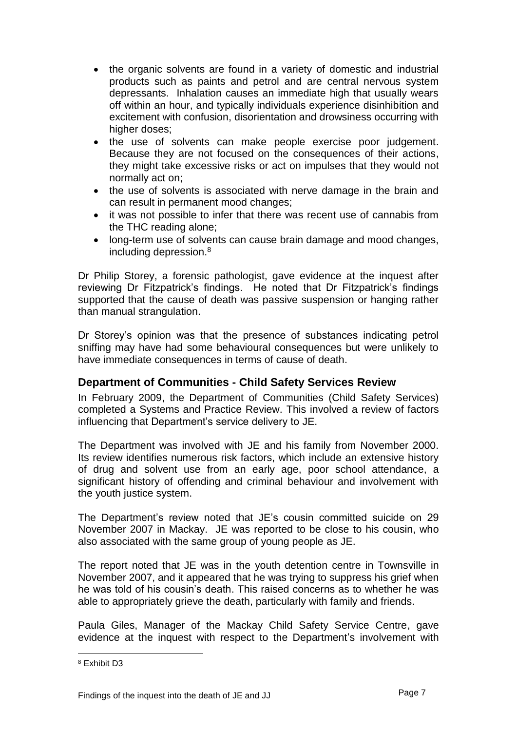- the organic solvents are found in a variety of domestic and industrial products such as paints and petrol and are central nervous system depressants. Inhalation causes an immediate high that usually wears off within an hour, and typically individuals experience disinhibition and excitement with confusion, disorientation and drowsiness occurring with higher doses;
- the use of solvents can make people exercise poor judgement. Because they are not focused on the consequences of their actions, they might take excessive risks or act on impulses that they would not normally act on;
- the use of solvents is associated with nerve damage in the brain and can result in permanent mood changes;
- it was not possible to infer that there was recent use of cannabis from the THC reading alone;
- long-term use of solvents can cause brain damage and mood changes, including depression.[8]

Dr Philip Storey, a forensic pathologist, gave evidence at the inquest after reviewing Dr Fitzpatrick's findings. He noted that Dr Fitzpatrick's findings supported that the cause of death was passive suspension or hanging rather than manual strangulation.

Dr Storey's opinion was that the presence of substances indicating petrol sniffing may have had some behavioural consequences but were unlikely to have immediate consequences in terms of cause of death.

## Department of Communities - Child Safety Services Review

In February 2009, the Department of Communities (Child Safety Services) completed a Systems and Practice Review. This involved a review of factors influencing that Department's service delivery to JE.

The Department was involved with JE and his family from November 2000. Its review identifies numerous risk factors, which include an extensive history of drug and solvent use from an early age, poor school attendance, a significant history of offending and criminal behaviour and involvement with the youth justice system.

The Department's review noted that JE's cousin committed suicide on 29 November 2007 in Mackay. JE was reported to be close to his cousin, who also associated with the same group of young people as JE.

The report noted that JE was in the youth detention centre in Townsville in November 2007, and it appeared that he was trying to suppress his grief when he was told of his cousin's death. This raised concerns as to whether he was able to appropriately grieve the death, particularly with family and friends.

Paula Giles, Manager of the Mackay Child Safety Service Centre, gave evidence at the inquest with respect to the Department's involvement with

[8] Exhibit D3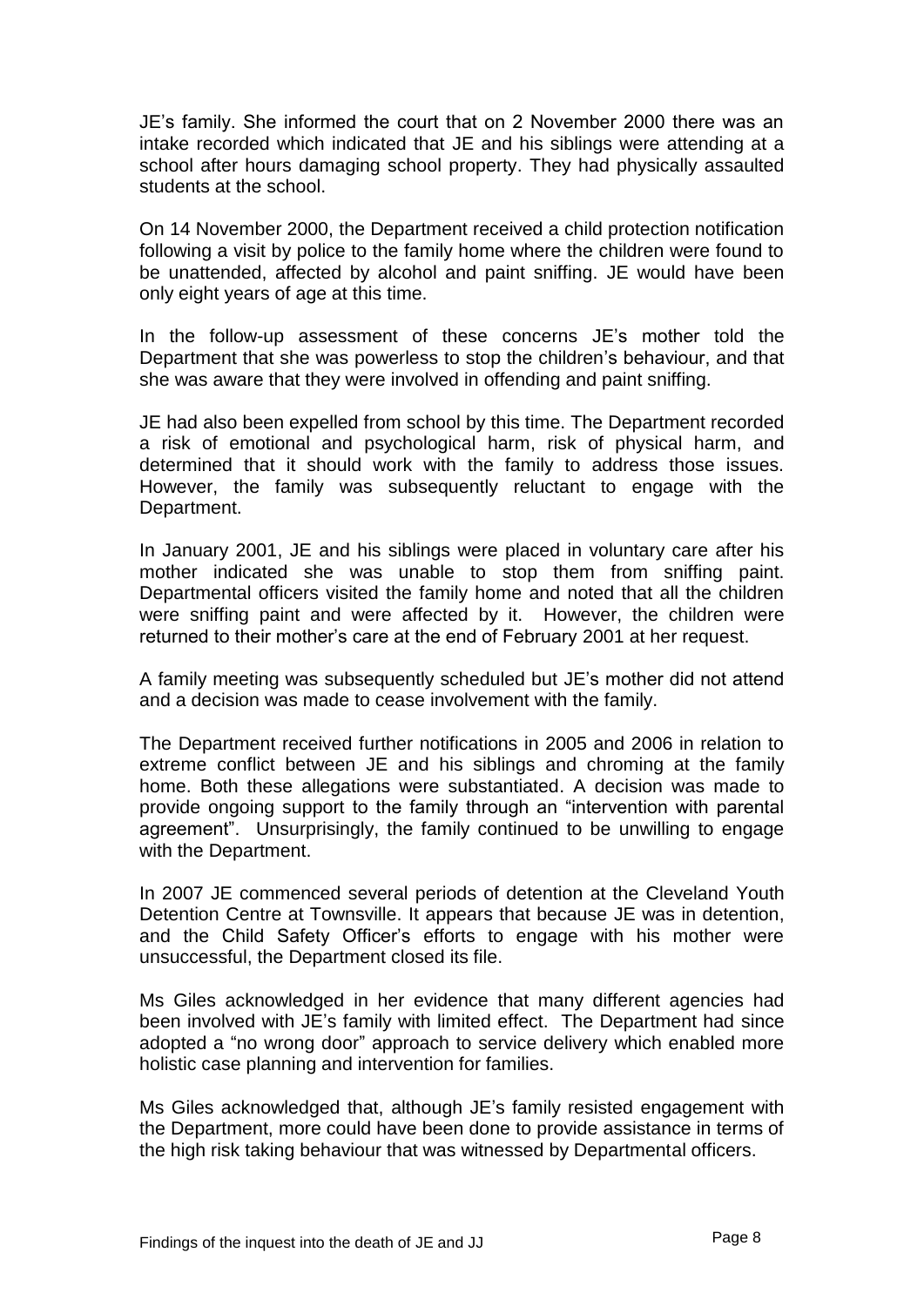JE's family. She informed the court that on 2 November 2000 there was an intake recorded which indicated that JE and his siblings were attending at a school after hours damaging school property. They had physically assaulted students at the school.

On 14 November 2000, the Department received a child protection notification following a visit by police to the family home where the children were found to be unattended, affected by alcohol and paint sniffing. JE would have been only eight years of age at this time.

In the follow-up assessment of these concerns JE's mother told the Department that she was powerless to stop the children's behaviour, and that she was aware that they were involved in offending and paint sniffing.

JE had also been expelled from school by this time. The Department recorded a risk of emotional and psychological harm, risk of physical harm, and determined that it should work with the family to address those issues. However, the family was subsequently reluctant to engage with the Department.

In January 2001, JE and his siblings were placed in voluntary care after his mother indicated she was unable to stop them from sniffing paint. Departmental officers visited the family home and noted that all the children were sniffing paint and were affected by it. However, the children were returned to their mother's care at the end of February 2001 at her request.

A family meeting was subsequently scheduled but JE's mother did not attend and a decision was made to cease involvement with the family.

The Department received further notifications in 2005 and 2006 in relation to extreme conflict between JE and his siblings and chroming at the family home. Both these allegations were substantiated. A decision was made to provide ongoing support to the family through an "intervention with parental agreement". Unsurprisingly, the family continued to be unwilling to engage with the Department.

In 2007 JE commenced several periods of detention at the Cleveland Youth Detention Centre at Townsville. It appears that because JE was in detention, and the Child Safety Officer's efforts to engage with his mother were unsuccessful, the Department closed its file.

Ms Giles acknowledged in her evidence that many different agencies had been involved with JE's family with limited effect. The Department had since adopted a "no wrong door" approach to service delivery which enabled more holistic case planning and intervention for families.

Ms Giles acknowledged that, although JE's family resisted engagement with the Department, more could have been done to provide assistance in terms of the high risk taking behaviour that was witnessed by Departmental officers.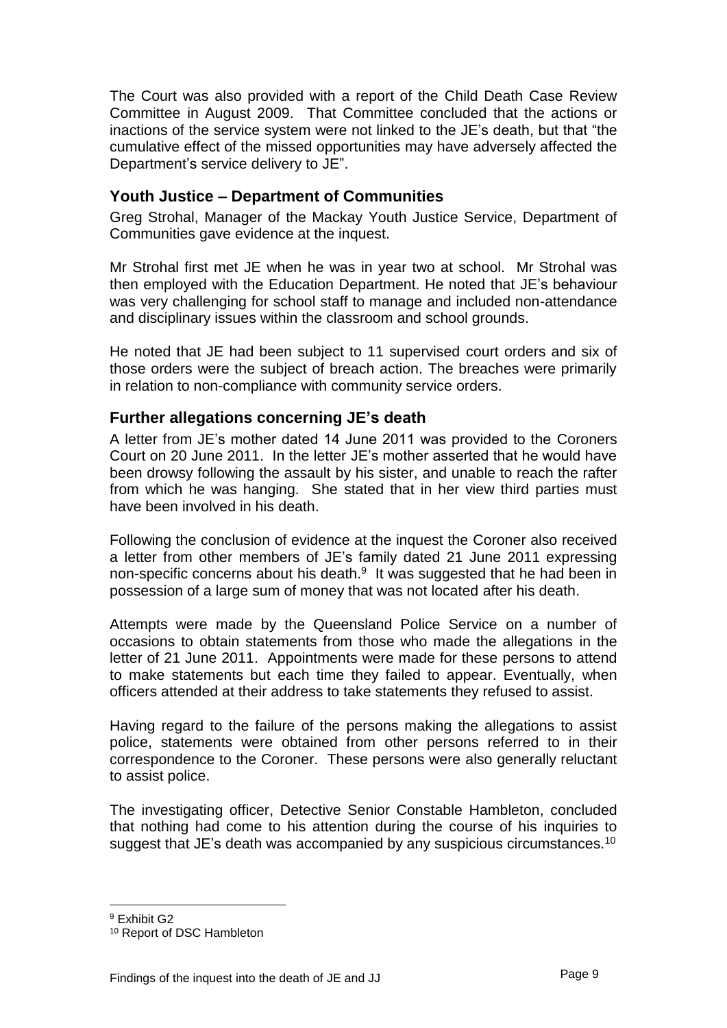The Court was also provided with a report of the Child Death Case Review Committee in August 2009. That Committee concluded that the actions or inactions of the service system were not linked to the JE's death, but that "the cumulative effect of the missed opportunities may have adversely affected the Department's service delivery to JE".

## Youth Justice – Department of Communities

Greg Strohal, Manager of the Mackay Youth Justice Service, Department of Communities gave evidence at the inquest.

Mr Strohal first met JE when he was in year two at school. Mr Strohal was then employed with the Education Department. He noted that JE's behaviour was very challenging for school staff to manage and included non-attendance and disciplinary issues within the classroom and school grounds.

He noted that JE had been subject to 11 supervised court orders and six of those orders were the subject of breach action. The breaches were primarily in relation to non-compliance with community service orders.

## Further allegations concerning JE's death

A letter from JE's mother dated 14 June 2011 was provided to the Coroners Court on 20 June 2011. In the letter JE's mother asserted that he would have been drowsy following the assault by his sister, and unable to reach the rafter from which he was hanging. She stated that in her view third parties must have been involved in his death.

Following the conclusion of evidence at the inquest the Coroner also received a letter from other members of JE's family dated 21 June 2011 expressing non-specific concerns about his death.[9] It was suggested that he had been in possession of a large sum of money that was not located after his death.

Attempts were made by the Queensland Police Service on a number of occasions to obtain statements from those who made the allegations in the letter of 21 June 2011. Appointments were made for these persons to attend to make statements but each time they failed to appear. Eventually, when officers attended at their address to take statements they refused to assist.

Having regard to the failure of the persons making the allegations to assist police, statements were obtained from other persons referred to in their correspondence to the Coroner. These persons were also generally reluctant to assist police.

The investigating officer, Detective Senior Constable Hambleton, concluded that nothing had come to his attention during the course of his inquiries to suggest that JE's death was accompanied by any suspicious circumstances.[10]

---

[9] Exhibit G2

[10] Report of DSC Hambleton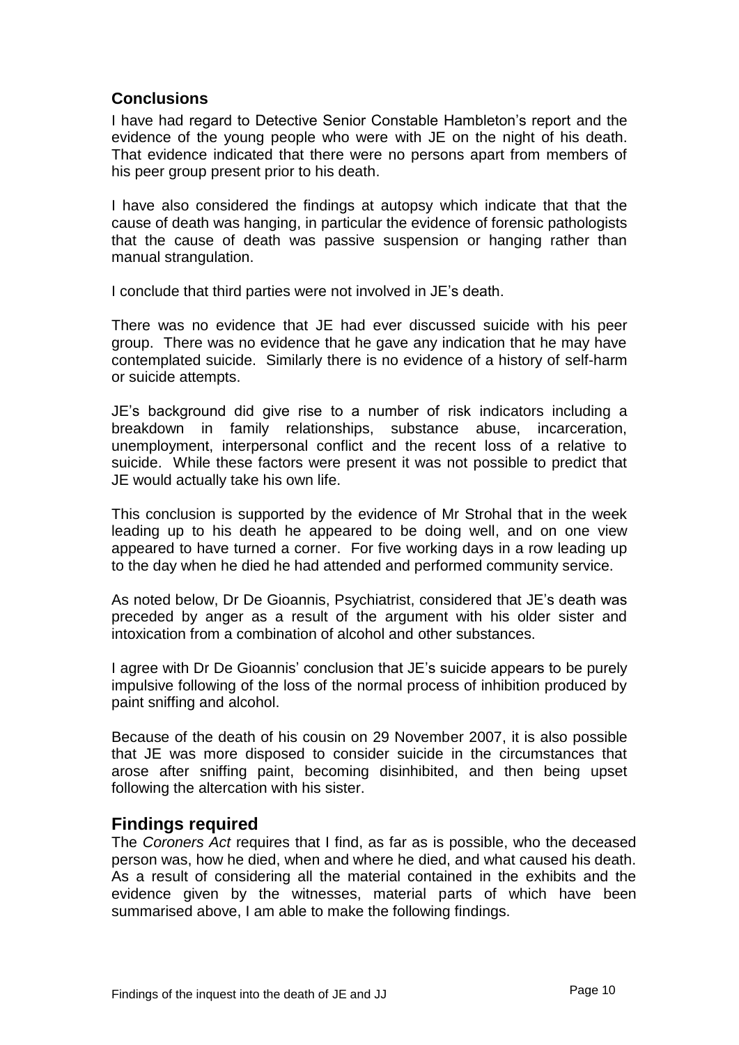## Conclusions

I have had regard to Detective Senior Constable Hambleton's report and the evidence of the young people who were with JE on the night of his death. That evidence indicated that there were no persons apart from members of his peer group present prior to his death.

I have also considered the findings at autopsy which indicate that that the cause of death was hanging, in particular the evidence of forensic pathologists that the cause of death was passive suspension or hanging rather than manual strangulation.

I conclude that third parties were not involved in JE's death.

There was no evidence that JE had ever discussed suicide with his peer group. There was no evidence that he gave any indication that he may have contemplated suicide. Similarly there is no evidence of a history of self-harm or suicide attempts.

JE's background did give rise to a number of risk indicators including a breakdown in family relationships, substance abuse, incarceration, unemployment, interpersonal conflict and the recent loss of a relative to suicide. While these factors were present it was not possible to predict that JE would actually take his own life.

This conclusion is supported by the evidence of Mr Strohal that in the week leading up to his death he appeared to be doing well, and on one view appeared to have turned a corner. For five working days in a row leading up to the day when he died he had attended and performed community service.

As noted below, Dr De Gioannis, Psychiatrist, considered that JE's death was preceded by anger as a result of the argument with his older sister and intoxication from a combination of alcohol and other substances.

I agree with Dr De Gioannis' conclusion that JE's suicide appears to be purely impulsive following of the loss of the normal process of inhibition produced by paint sniffing and alcohol.

Because of the death of his cousin on 29 November 2007, it is also possible that JE was more disposed to consider suicide in the circumstances that arose after sniffing paint, becoming disinhibited, and then being upset following the altercation with his sister.

## Findings required

The *Coroners Act* requires that I find, as far as is possible, who the deceased person was, how he died, when and where he died, and what caused his death. As a result of considering all the material contained in the exhibits and the evidence given by the witnesses, material parts of which have been summarised above, I am able to make the following findings.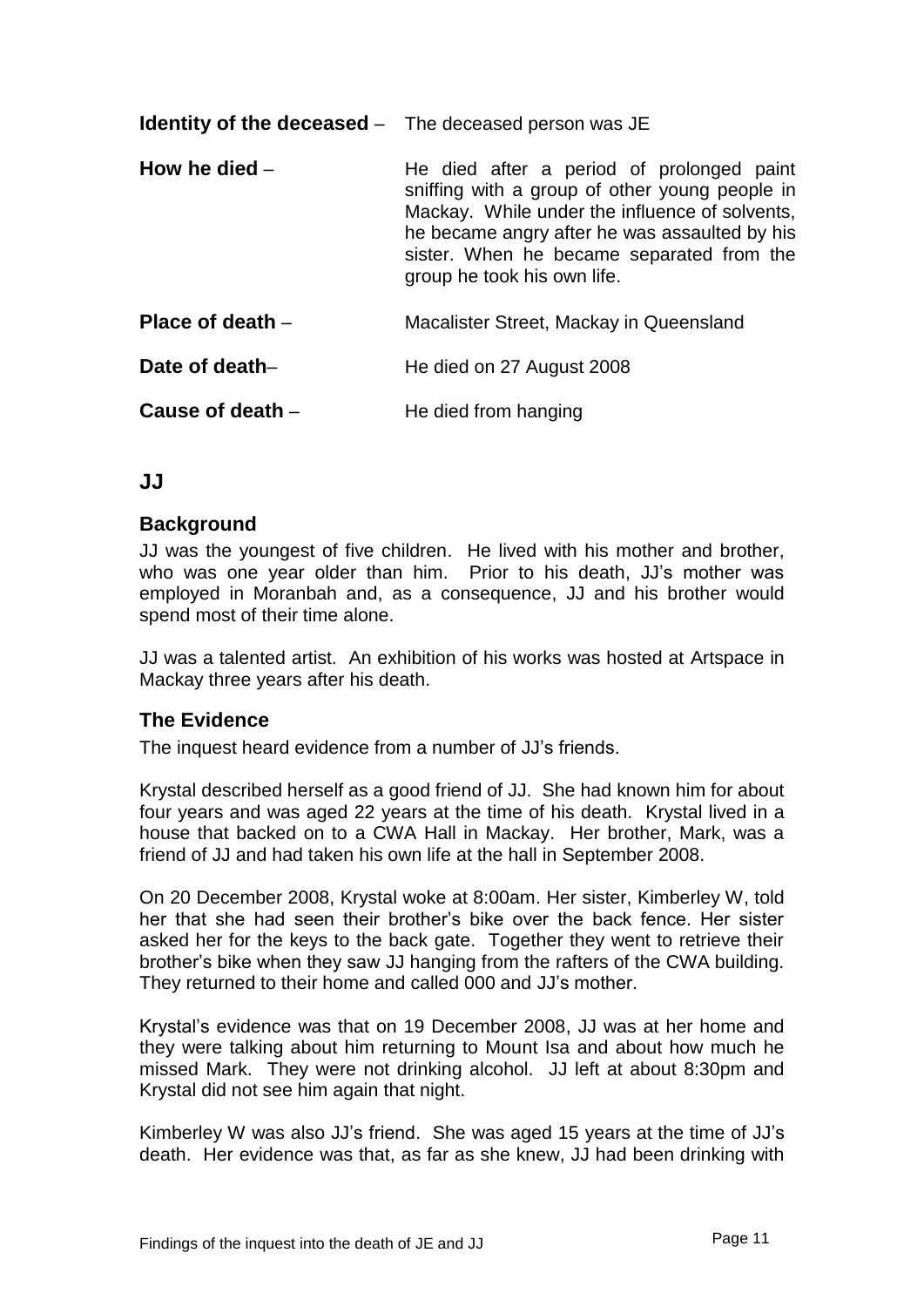**Identity of the deceased** – The deceased person was JE

**How he died** – He died after a period of prolonged paint sniffing with a group of other young people in Mackay. While under the influence of solvents, he became angry after he was assaulted by his sister. When he became separated from the group he took his own life.

**Place of death** – Macalister Street, Mackay in Queensland

**Date of death**– He died on 27 August 2008

**Cause of death** – He died from hanging

## JJ

### Background

JJ was the youngest of five children. He lived with his mother and brother, who was one year older than him. Prior to his death, JJ's mother was employed in Moranbah and, as a consequence, JJ and his brother would spend most of their time alone.

JJ was a talented artist. An exhibition of his works was hosted at Artspace in Mackay three years after his death.

### The Evidence

The inquest heard evidence from a number of JJ's friends.

Krystal described herself as a good friend of JJ. She had known him for about four years and was aged 22 years at the time of his death. Krystal lived in a house that backed on to a CWA Hall in Mackay. Her brother, Mark, was a friend of JJ and had taken his own life at the hall in September 2008.

On 20 December 2008, Krystal woke at 8:00am. Her sister, Kimberley W, told her that she had seen their brother's bike over the back fence. Her sister asked her for the keys to the back gate. Together they went to retrieve their brother's bike when they saw JJ hanging from the rafters of the CWA building. They returned to their home and called 000 and JJ's mother.

Krystal's evidence was that on 19 December 2008, JJ was at her home and they were talking about him returning to Mount Isa and about how much he missed Mark. They were not drinking alcohol. JJ left at about 8:30pm and Krystal did not see him again that night.

Kimberley W was also JJ's friend. She was aged 15 years at the time of JJ's death. Her evidence was that, as far as she knew, JJ had been drinking with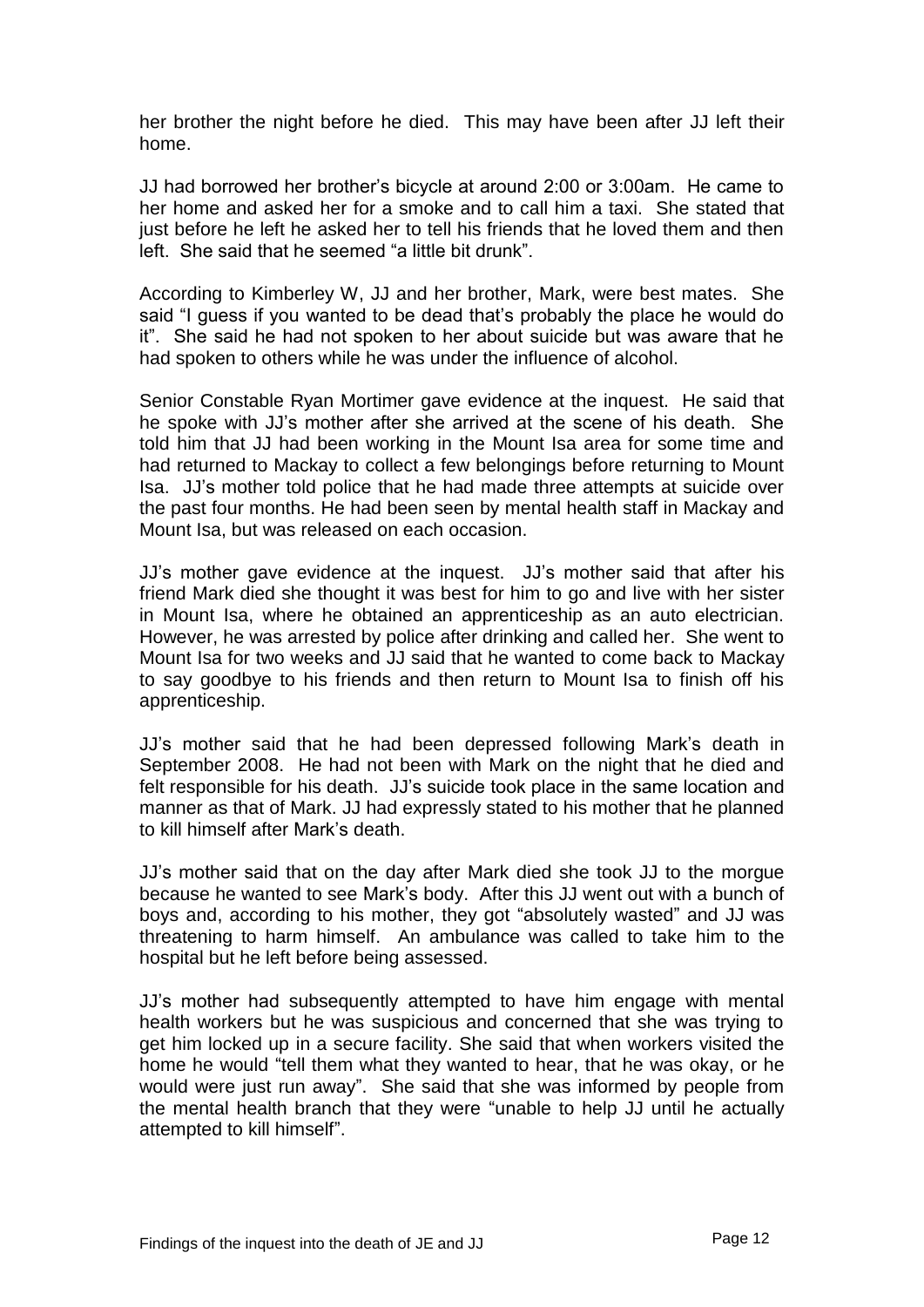her brother the night before he died. This may have been after JJ left their home.

JJ had borrowed her brother's bicycle at around 2:00 or 3:00am. He came to her home and asked her for a smoke and to call him a taxi. She stated that just before he left he asked her to tell his friends that he loved them and then left. She said that he seemed "a little bit drunk".

According to Kimberley W, JJ and her brother, Mark, were best mates. She said "I guess if you wanted to be dead that's probably the place he would do it". She said he had not spoken to her about suicide but was aware that he had spoken to others while he was under the influence of alcohol.

Senior Constable Ryan Mortimer gave evidence at the inquest. He said that he spoke with JJ's mother after she arrived at the scene of his death. She told him that JJ had been working in the Mount Isa area for some time and had returned to Mackay to collect a few belongings before returning to Mount Isa. JJ's mother told police that he had made three attempts at suicide over the past four months. He had been seen by mental health staff in Mackay and Mount Isa, but was released on each occasion.

JJ's mother gave evidence at the inquest. JJ's mother said that after his friend Mark died she thought it was best for him to go and live with her sister in Mount Isa, where he obtained an apprenticeship as an auto electrician. However, he was arrested by police after drinking and called her. She went to Mount Isa for two weeks and JJ said that he wanted to come back to Mackay to say goodbye to his friends and then return to Mount Isa to finish off his apprenticeship.

JJ's mother said that he had been depressed following Mark's death in September 2008. He had not been with Mark on the night that he died and felt responsible for his death. JJ's suicide took place in the same location and manner as that of Mark. JJ had expressly stated to his mother that he planned to kill himself after Mark's death.

JJ's mother said that on the day after Mark died she took JJ to the morgue because he wanted to see Mark's body. After this JJ went out with a bunch of boys and, according to his mother, they got "absolutely wasted" and JJ was threatening to harm himself. An ambulance was called to take him to the hospital but he left before being assessed.

JJ's mother had subsequently attempted to have him engage with mental health workers but he was suspicious and concerned that she was trying to get him locked up in a secure facility. She said that when workers visited the home he would "tell them what they wanted to hear, that he was okay, or he would were just run away". She said that she was informed by people from the mental health branch that they were "unable to help JJ until he actually attempted to kill himself".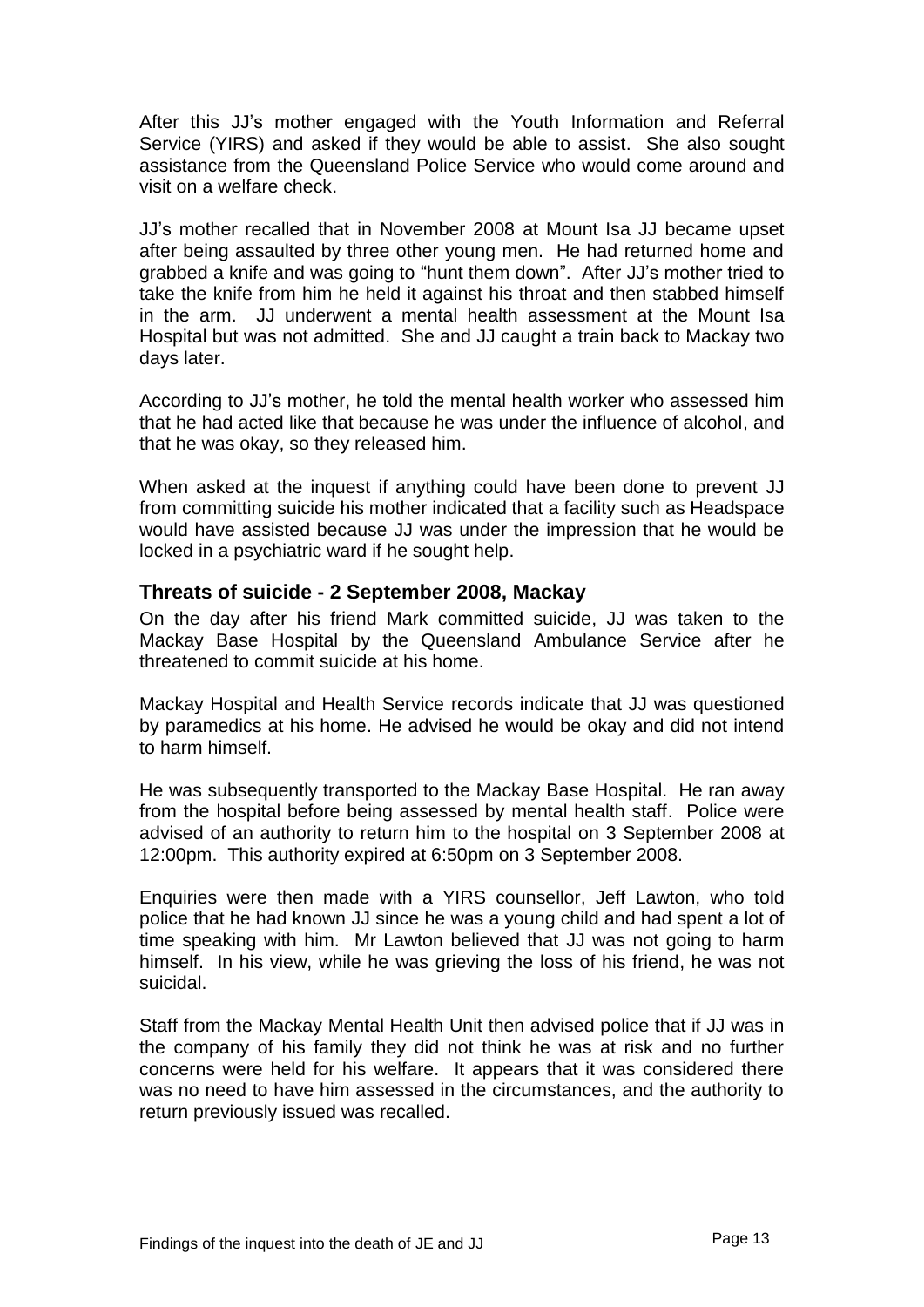After this JJ's mother engaged with the Youth Information and Referral Service (YIRS) and asked if they would be able to assist. She also sought assistance from the Queensland Police Service who would come around and visit on a welfare check.

JJ's mother recalled that in November 2008 at Mount Isa JJ became upset after being assaulted by three other young men. He had returned home and grabbed a knife and was going to "hunt them down". After JJ's mother tried to take the knife from him he held it against his throat and then stabbed himself in the arm. JJ underwent a mental health assessment at the Mount Isa Hospital but was not admitted. She and JJ caught a train back to Mackay two days later.

According to JJ's mother, he told the mental health worker who assessed him that he had acted like that because he was under the influence of alcohol, and that he was okay, so they released him.

When asked at the inquest if anything could have been done to prevent JJ from committing suicide his mother indicated that a facility such as Headspace would have assisted because JJ was under the impression that he would be locked in a psychiatric ward if he sought help.

### Threats of suicide - 2 September 2008, Mackay

On the day after his friend Mark committed suicide, JJ was taken to the Mackay Base Hospital by the Queensland Ambulance Service after he threatened to commit suicide at his home.

Mackay Hospital and Health Service records indicate that JJ was questioned by paramedics at his home. He advised he would be okay and did not intend to harm himself.

He was subsequently transported to the Mackay Base Hospital. He ran away from the hospital before being assessed by mental health staff. Police were advised of an authority to return him to the hospital on 3 September 2008 at 12:00pm. This authority expired at 6:50pm on 3 September 2008.

Enquiries were then made with a YIRS counsellor, Jeff Lawton, who told police that he had known JJ since he was a young child and had spent a lot of time speaking with him. Mr Lawton believed that JJ was not going to harm himself. In his view, while he was grieving the loss of his friend, he was not suicidal.

Staff from the Mackay Mental Health Unit then advised police that if JJ was in the company of his family they did not think he was at risk and no further concerns were held for his welfare. It appears that it was considered there was no need to have him assessed in the circumstances, and the authority to return previously issued was recalled.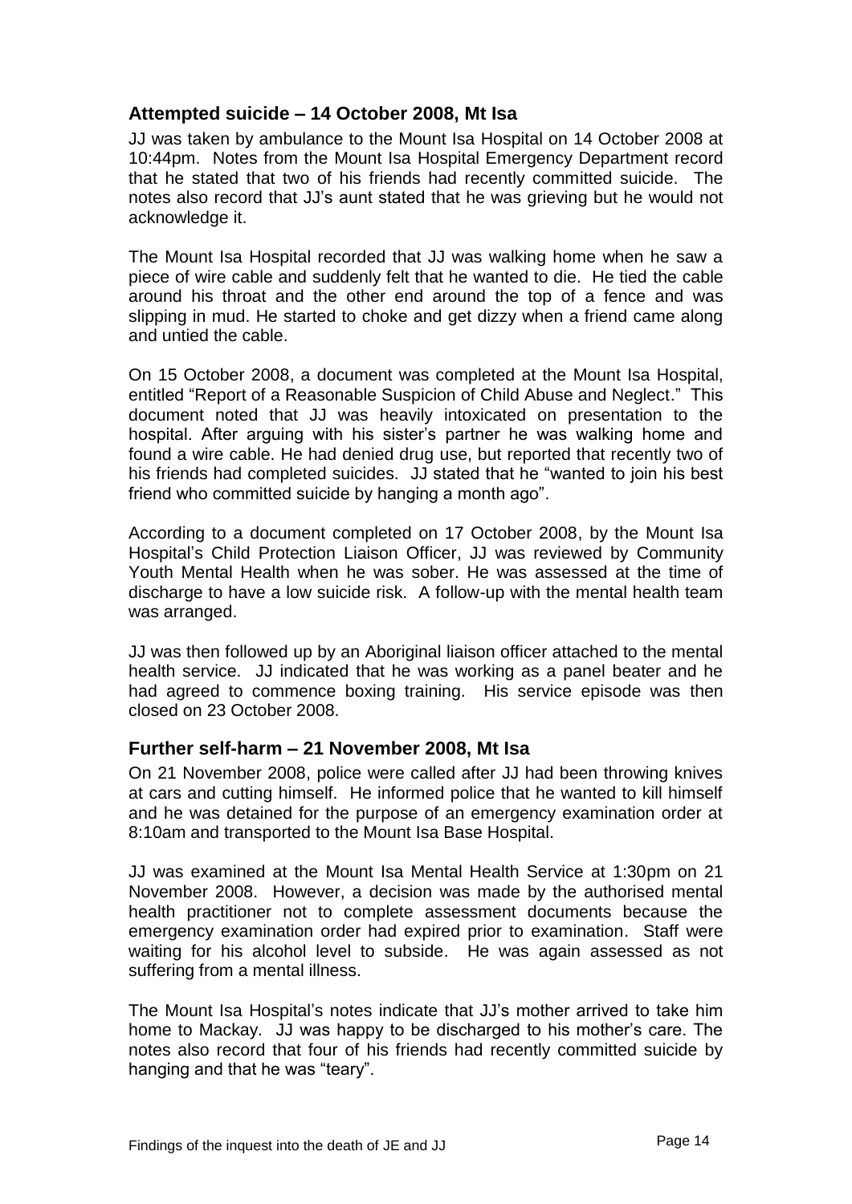## Attempted suicide – 14 October 2008, Mt Isa

JJ was taken by ambulance to the Mount Isa Hospital on 14 October 2008 at 10:44pm. Notes from the Mount Isa Hospital Emergency Department record that he stated that two of his friends had recently committed suicide. The notes also record that JJ's aunt stated that he was grieving but he would not acknowledge it.

The Mount Isa Hospital recorded that JJ was walking home when he saw a piece of wire cable and suddenly felt that he wanted to die. He tied the cable around his throat and the other end around the top of a fence and was slipping in mud. He started to choke and get dizzy when a friend came along and untied the cable.

On 15 October 2008, a document was completed at the Mount Isa Hospital, entitled "Report of a Reasonable Suspicion of Child Abuse and Neglect." This document noted that JJ was heavily intoxicated on presentation to the hospital. After arguing with his sister's partner he was walking home and found a wire cable. He had denied drug use, but reported that recently two of his friends had completed suicides. JJ stated that he "wanted to join his best friend who committed suicide by hanging a month ago".

According to a document completed on 17 October 2008, by the Mount Isa Hospital's Child Protection Liaison Officer, JJ was reviewed by Community Youth Mental Health when he was sober. He was assessed at the time of discharge to have a low suicide risk. A follow-up with the mental health team was arranged.

JJ was then followed up by an Aboriginal liaison officer attached to the mental health service. JJ indicated that he was working as a panel beater and he had agreed to commence boxing training. His service episode was then closed on 23 October 2008.

## Further self-harm – 21 November 2008, Mt Isa

On 21 November 2008, police were called after JJ had been throwing knives at cars and cutting himself. He informed police that he wanted to kill himself and he was detained for the purpose of an emergency examination order at 8:10am and transported to the Mount Isa Base Hospital.

JJ was examined at the Mount Isa Mental Health Service at 1:30pm on 21 November 2008. However, a decision was made by the authorised mental health practitioner not to complete assessment documents because the emergency examination order had expired prior to examination. Staff were waiting for his alcohol level to subside. He was again assessed as not suffering from a mental illness.

The Mount Isa Hospital's notes indicate that JJ's mother arrived to take him home to Mackay. JJ was happy to be discharged to his mother's care. The notes also record that four of his friends had recently committed suicide by hanging and that he was "teary".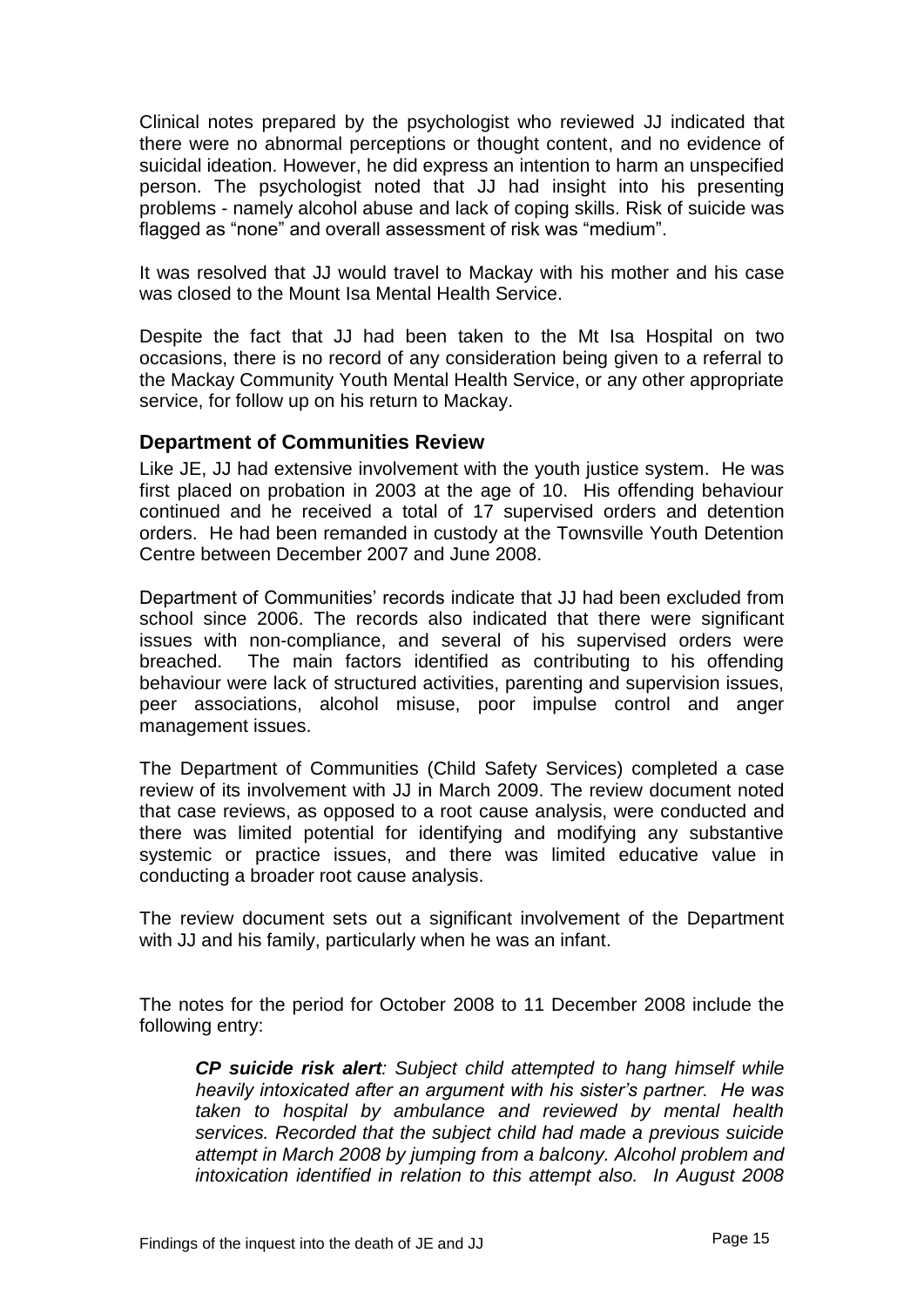Clinical notes prepared by the psychologist who reviewed JJ indicated that there were no abnormal perceptions or thought content, and no evidence of suicidal ideation. However, he did express an intention to harm an unspecified person. The psychologist noted that JJ had insight into his presenting problems - namely alcohol abuse and lack of coping skills. Risk of suicide was flagged as "none" and overall assessment of risk was "medium".

It was resolved that JJ would travel to Mackay with his mother and his case was closed to the Mount Isa Mental Health Service.

Despite the fact that JJ had been taken to the Mt Isa Hospital on two occasions, there is no record of any consideration being given to a referral to the Mackay Community Youth Mental Health Service, or any other appropriate service, for follow up on his return to Mackay.

### Department of Communities Review

Like JE, JJ had extensive involvement with the youth justice system. He was first placed on probation in 2003 at the age of 10. His offending behaviour continued and he received a total of 17 supervised orders and detention orders. He had been remanded in custody at the Townsville Youth Detention Centre between December 2007 and June 2008.

Department of Communities' records indicate that JJ had been excluded from school since 2006. The records also indicated that there were significant issues with non-compliance, and several of his supervised orders were breached. The main factors identified as contributing to his offending behaviour were lack of structured activities, parenting and supervision issues, peer associations, alcohol misuse, poor impulse control and anger management issues.

The Department of Communities (Child Safety Services) completed a case review of its involvement with JJ in March 2009. The review document noted that case reviews, as opposed to a root cause analysis, were conducted and there was limited potential for identifying and modifying any substantive systemic or practice issues, and there was limited educative value in conducting a broader root cause analysis.

The review document sets out a significant involvement of the Department with JJ and his family, particularly when he was an infant.

The notes for the period for October 2008 to 11 December 2008 include the following entry:

> ***CP suicide risk alert**: Subject child attempted to hang himself while heavily intoxicated after an argument with his sister's partner. He was taken to hospital by ambulance and reviewed by mental health services. Recorded that the subject child had made a previous suicide attempt in March 2008 by jumping from a balcony. Alcohol problem and intoxication identified in relation to this attempt also. In August 2008*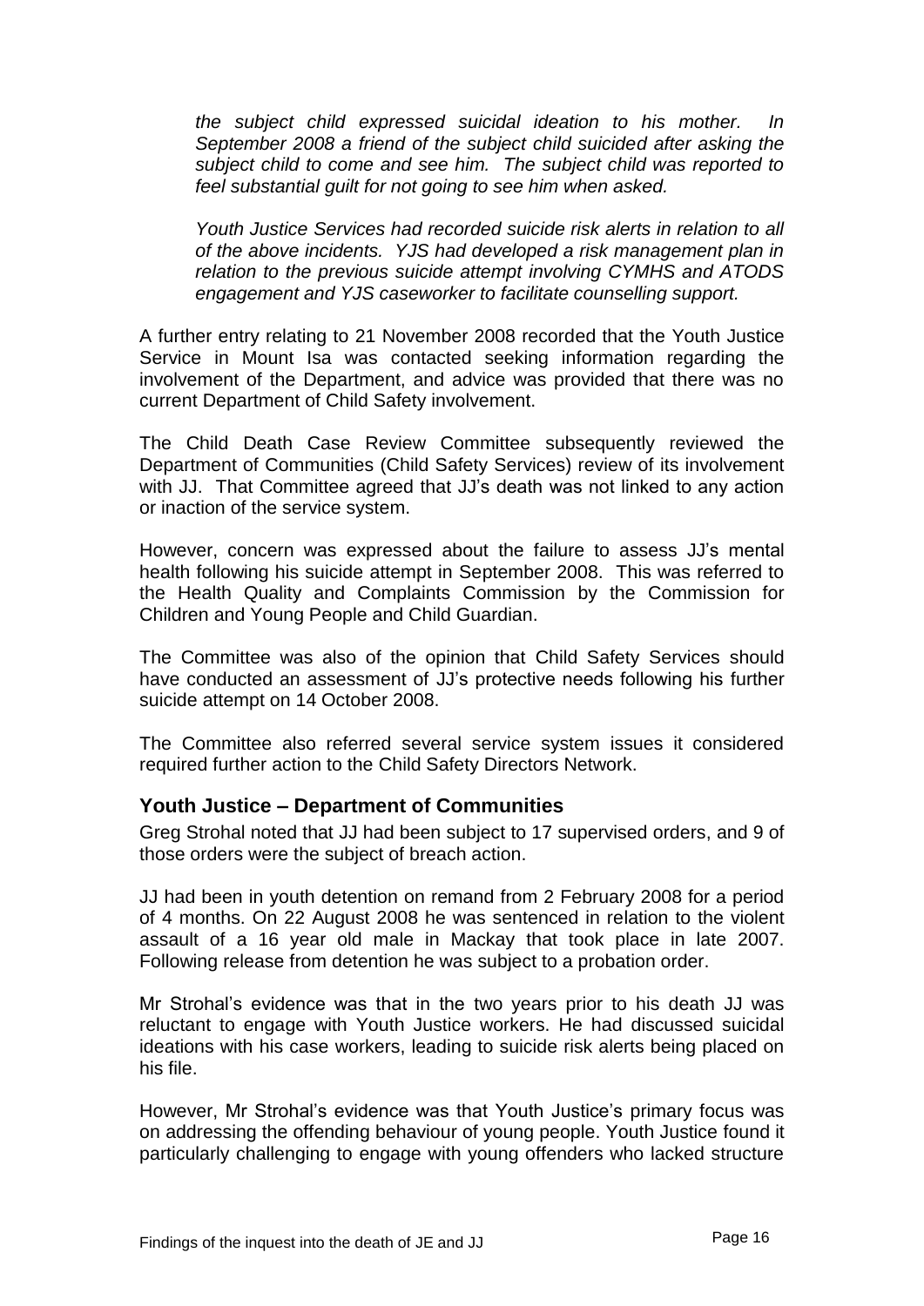*the subject child expressed suicidal ideation to his mother. In September 2008 a friend of the subject child suicided after asking the subject child to come and see him. The subject child was reported to feel substantial guilt for not going to see him when asked.*

*Youth Justice Services had recorded suicide risk alerts in relation to all of the above incidents. YJS had developed a risk management plan in relation to the previous suicide attempt involving CYMHS and ATODS engagement and YJS caseworker to facilitate counselling support.*

A further entry relating to 21 November 2008 recorded that the Youth Justice Service in Mount Isa was contacted seeking information regarding the involvement of the Department, and advice was provided that there was no current Department of Child Safety involvement.

The Child Death Case Review Committee subsequently reviewed the Department of Communities (Child Safety Services) review of its involvement with JJ. That Committee agreed that JJ's death was not linked to any action or inaction of the service system.

However, concern was expressed about the failure to assess JJ's mental health following his suicide attempt in September 2008. This was referred to the Health Quality and Complaints Commission by the Commission for Children and Young People and Child Guardian.

The Committee was also of the opinion that Child Safety Services should have conducted an assessment of JJ's protective needs following his further suicide attempt on 14 October 2008.

The Committee also referred several service system issues it considered required further action to the Child Safety Directors Network.

### Youth Justice – Department of Communities

Greg Strohal noted that JJ had been subject to 17 supervised orders, and 9 of those orders were the subject of breach action.

JJ had been in youth detention on remand from 2 February 2008 for a period of 4 months. On 22 August 2008 he was sentenced in relation to the violent assault of a 16 year old male in Mackay that took place in late 2007. Following release from detention he was subject to a probation order.

Mr Strohal's evidence was that in the two years prior to his death JJ was reluctant to engage with Youth Justice workers. He had discussed suicidal ideations with his case workers, leading to suicide risk alerts being placed on his file.

However, Mr Strohal's evidence was that Youth Justice's primary focus was on addressing the offending behaviour of young people. Youth Justice found it particularly challenging to engage with young offenders who lacked structure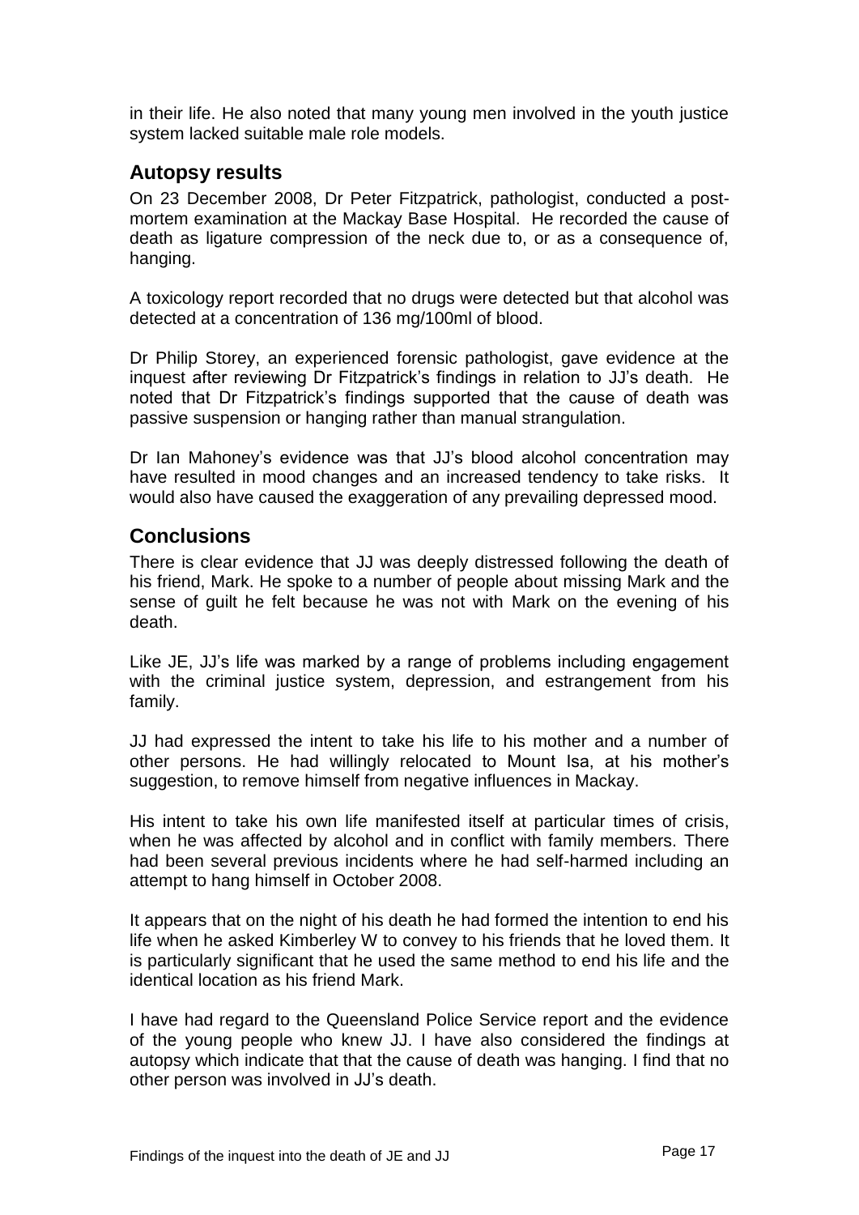in their life. He also noted that many young men involved in the youth justice system lacked suitable male role models.

## Autopsy results

On 23 December 2008, Dr Peter Fitzpatrick, pathologist, conducted a post-mortem examination at the Mackay Base Hospital. He recorded the cause of death as ligature compression of the neck due to, or as a consequence of, hanging.

A toxicology report recorded that no drugs were detected but that alcohol was detected at a concentration of 136 mg/100ml of blood.

Dr Philip Storey, an experienced forensic pathologist, gave evidence at the inquest after reviewing Dr Fitzpatrick's findings in relation to JJ's death. He noted that Dr Fitzpatrick's findings supported that the cause of death was passive suspension or hanging rather than manual strangulation.

Dr Ian Mahoney's evidence was that JJ's blood alcohol concentration may have resulted in mood changes and an increased tendency to take risks. It would also have caused the exaggeration of any prevailing depressed mood.

## Conclusions

There is clear evidence that JJ was deeply distressed following the death of his friend, Mark. He spoke to a number of people about missing Mark and the sense of guilt he felt because he was not with Mark on the evening of his death.

Like JE, JJ's life was marked by a range of problems including engagement with the criminal justice system, depression, and estrangement from his family.

JJ had expressed the intent to take his life to his mother and a number of other persons. He had willingly relocated to Mount Isa, at his mother's suggestion, to remove himself from negative influences in Mackay.

His intent to take his own life manifested itself at particular times of crisis, when he was affected by alcohol and in conflict with family members. There had been several previous incidents where he had self-harmed including an attempt to hang himself in October 2008.

It appears that on the night of his death he had formed the intention to end his life when he asked Kimberley W to convey to his friends that he loved them. It is particularly significant that he used the same method to end his life and the identical location as his friend Mark.

I have had regard to the Queensland Police Service report and the evidence of the young people who knew JJ. I have also considered the findings at autopsy which indicate that that the cause of death was hanging. I find that no other person was involved in JJ's death.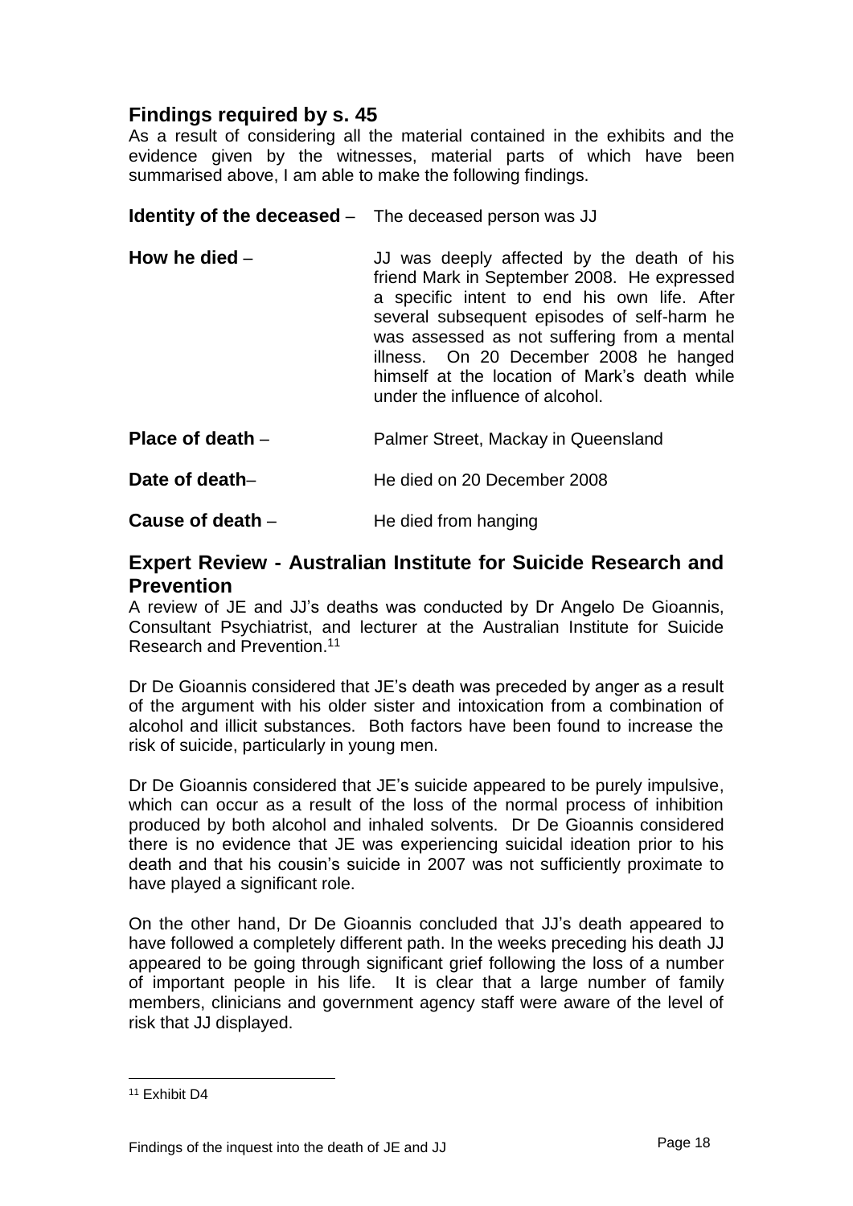## Findings required by s. 45

As a result of considering all the material contained in the exhibits and the evidence given by the witnesses, material parts of which have been summarised above, I am able to make the following findings.

**Identity of the deceased** – The deceased person was JJ

**How he died** – JJ was deeply affected by the death of his friend Mark in September 2008. He expressed a specific intent to end his own life. After several subsequent episodes of self-harm he was assessed as not suffering from a mental illness. On 20 December 2008 he hanged himself at the location of Mark's death while under the influence of alcohol.

**Place of death** – Palmer Street, Mackay in Queensland

**Date of death**– He died on 20 December 2008

**Cause of death** – He died from hanging

## Expert Review - Australian Institute for Suicide Research and Prevention

A review of JE and JJ's deaths was conducted by Dr Angelo De Gioannis, Consultant Psychiatrist, and lecturer at the Australian Institute for Suicide Research and Prevention.[11]

Dr De Gioannis considered that JE's death was preceded by anger as a result of the argument with his older sister and intoxication from a combination of alcohol and illicit substances. Both factors have been found to increase the risk of suicide, particularly in young men.

Dr De Gioannis considered that JE's suicide appeared to be purely impulsive, which can occur as a result of the loss of the normal process of inhibition produced by both alcohol and inhaled solvents. Dr De Gioannis considered there is no evidence that JE was experiencing suicidal ideation prior to his death and that his cousin's suicide in 2007 was not sufficiently proximate to have played a significant role.

On the other hand, Dr De Gioannis concluded that JJ's death appeared to have followed a completely different path. In the weeks preceding his death JJ appeared to be going through significant grief following the loss of a number of important people in his life. It is clear that a large number of family members, clinicians and government agency staff were aware of the level of risk that JJ displayed.

[11] Exhibit D4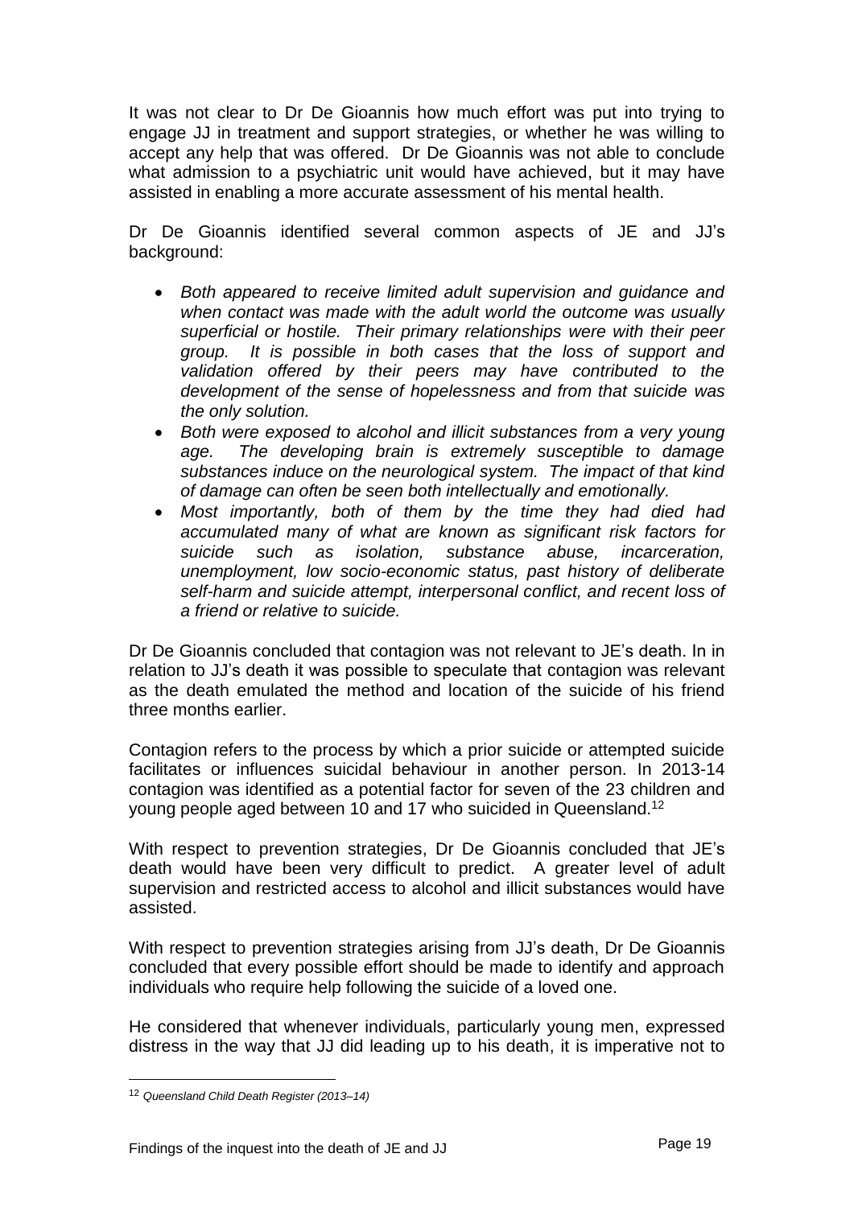It was not clear to Dr De Gioannis how much effort was put into trying to engage JJ in treatment and support strategies, or whether he was willing to accept any help that was offered. Dr De Gioannis was not able to conclude what admission to a psychiatric unit would have achieved, but it may have assisted in enabling a more accurate assessment of his mental health.

Dr De Gioannis identified several common aspects of JE and JJ's background:

- *Both appeared to receive limited adult supervision and guidance and when contact was made with the adult world the outcome was usually superficial or hostile. Their primary relationships were with their peer group. It is possible in both cases that the loss of support and validation offered by their peers may have contributed to the development of the sense of hopelessness and from that suicide was the only solution.*
- *Both were exposed to alcohol and illicit substances from a very young age. The developing brain is extremely susceptible to damage substances induce on the neurological system. The impact of that kind of damage can often be seen both intellectually and emotionally.*
- *Most importantly, both of them by the time they had died had accumulated many of what are known as significant risk factors for suicide such as isolation, substance abuse, incarceration, unemployment, low socio-economic status, past history of deliberate self-harm and suicide attempt, interpersonal conflict, and recent loss of a friend or relative to suicide.*

Dr De Gioannis concluded that contagion was not relevant to JE's death. In in relation to JJ's death it was possible to speculate that contagion was relevant as the death emulated the method and location of the suicide of his friend three months earlier.

Contagion refers to the process by which a prior suicide or attempted suicide facilitates or influences suicidal behaviour in another person. In 2013-14 contagion was identified as a potential factor for seven of the 23 children and young people aged between 10 and 17 who suicided in Queensland.[12]

With respect to prevention strategies, Dr De Gioannis concluded that JE's death would have been very difficult to predict. A greater level of adult supervision and restricted access to alcohol and illicit substances would have assisted.

With respect to prevention strategies arising from JJ's death, Dr De Gioannis concluded that every possible effort should be made to identify and approach individuals who require help following the suicide of a loved one.

He considered that whenever individuals, particularly young men, expressed distress in the way that JJ did leading up to his death, it is imperative not to

---

[12] *Queensland Child Death Register (2013–14)*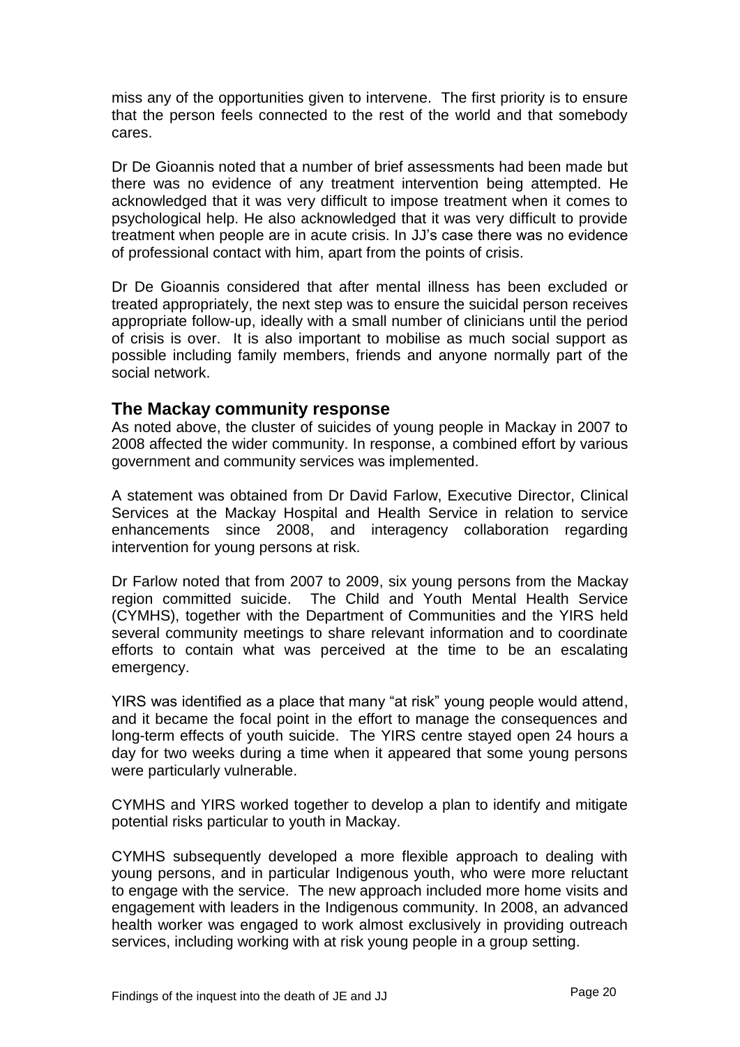miss any of the opportunities given to intervene. The first priority is to ensure that the person feels connected to the rest of the world and that somebody cares.

Dr De Gioannis noted that a number of brief assessments had been made but there was no evidence of any treatment intervention being attempted. He acknowledged that it was very difficult to impose treatment when it comes to psychological help. He also acknowledged that it was very difficult to provide treatment when people are in acute crisis. In JJ's case there was no evidence of professional contact with him, apart from the points of crisis.

Dr De Gioannis considered that after mental illness has been excluded or treated appropriately, the next step was to ensure the suicidal person receives appropriate follow-up, ideally with a small number of clinicians until the period of crisis is over. It is also important to mobilise as much social support as possible including family members, friends and anyone normally part of the social network.

## The Mackay community response

As noted above, the cluster of suicides of young people in Mackay in 2007 to 2008 affected the wider community. In response, a combined effort by various government and community services was implemented.

A statement was obtained from Dr David Farlow, Executive Director, Clinical Services at the Mackay Hospital and Health Service in relation to service enhancements since 2008, and interagency collaboration regarding intervention for young persons at risk.

Dr Farlow noted that from 2007 to 2009, six young persons from the Mackay region committed suicide. The Child and Youth Mental Health Service (CYMHS), together with the Department of Communities and the YIRS held several community meetings to share relevant information and to coordinate efforts to contain what was perceived at the time to be an escalating emergency.

YIRS was identified as a place that many "at risk" young people would attend, and it became the focal point in the effort to manage the consequences and long-term effects of youth suicide. The YIRS centre stayed open 24 hours a day for two weeks during a time when it appeared that some young persons were particularly vulnerable.

CYMHS and YIRS worked together to develop a plan to identify and mitigate potential risks particular to youth in Mackay.

CYMHS subsequently developed a more flexible approach to dealing with young persons, and in particular Indigenous youth, who were more reluctant to engage with the service. The new approach included more home visits and engagement with leaders in the Indigenous community. In 2008, an advanced health worker was engaged to work almost exclusively in providing outreach services, including working with at risk young people in a group setting.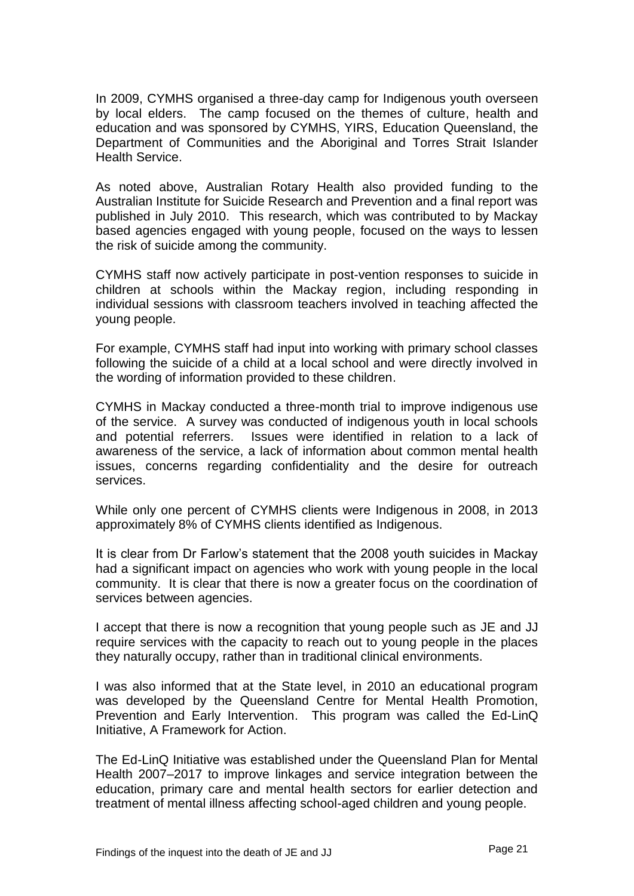In 2009, CYMHS organised a three-day camp for Indigenous youth overseen by local elders. The camp focused on the themes of culture, health and education and was sponsored by CYMHS, YIRS, Education Queensland, the Department of Communities and the Aboriginal and Torres Strait Islander Health Service.

As noted above, Australian Rotary Health also provided funding to the Australian Institute for Suicide Research and Prevention and a final report was published in July 2010. This research, which was contributed to by Mackay based agencies engaged with young people, focused on the ways to lessen the risk of suicide among the community.

CYMHS staff now actively participate in post-vention responses to suicide in children at schools within the Mackay region, including responding in individual sessions with classroom teachers involved in teaching affected the young people.

For example, CYMHS staff had input into working with primary school classes following the suicide of a child at a local school and were directly involved in the wording of information provided to these children.

CYMHS in Mackay conducted a three-month trial to improve indigenous use of the service. A survey was conducted of indigenous youth in local schools and potential referrers. Issues were identified in relation to a lack of awareness of the service, a lack of information about common mental health issues, concerns regarding confidentiality and the desire for outreach services.

While only one percent of CYMHS clients were Indigenous in 2008, in 2013 approximately 8% of CYMHS clients identified as Indigenous.

It is clear from Dr Farlow's statement that the 2008 youth suicides in Mackay had a significant impact on agencies who work with young people in the local community. It is clear that there is now a greater focus on the coordination of services between agencies.

I accept that there is now a recognition that young people such as JE and JJ require services with the capacity to reach out to young people in the places they naturally occupy, rather than in traditional clinical environments.

I was also informed that at the State level, in 2010 an educational program was developed by the Queensland Centre for Mental Health Promotion, Prevention and Early Intervention. This program was called the Ed-LinQ Initiative, A Framework for Action.

The Ed-LinQ Initiative was established under the Queensland Plan for Mental Health 2007–2017 to improve linkages and service integration between the education, primary care and mental health sectors for earlier detection and treatment of mental illness affecting school-aged children and young people.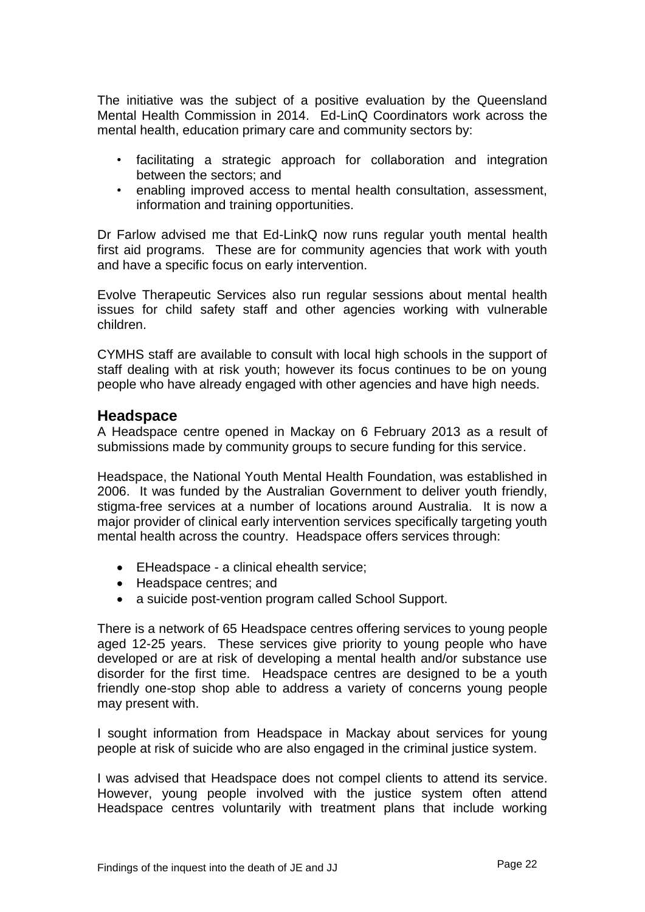The initiative was the subject of a positive evaluation by the Queensland Mental Health Commission in 2014. Ed-LinQ Coordinators work across the mental health, education primary care and community sectors by:

- facilitating a strategic approach for collaboration and integration between the sectors; and
- enabling improved access to mental health consultation, assessment, information and training opportunities.

Dr Farlow advised me that Ed-LinkQ now runs regular youth mental health first aid programs. These are for community agencies that work with youth and have a specific focus on early intervention.

Evolve Therapeutic Services also run regular sessions about mental health issues for child safety staff and other agencies working with vulnerable children.

CYMHS staff are available to consult with local high schools in the support of staff dealing with at risk youth; however its focus continues to be on young people who have already engaged with other agencies and have high needs.

## Headspace

A Headspace centre opened in Mackay on 6 February 2013 as a result of submissions made by community groups to secure funding for this service.

Headspace, the National Youth Mental Health Foundation, was established in 2006. It was funded by the Australian Government to deliver youth friendly, stigma-free services at a number of locations around Australia. It is now a major provider of clinical early intervention services specifically targeting youth mental health across the country. Headspace offers services through:

- EHeadspace - a clinical ehealth service;
- Headspace centres; and
- a suicide post-vention program called School Support.

There is a network of 65 Headspace centres offering services to young people aged 12-25 years. These services give priority to young people who have developed or are at risk of developing a mental health and/or substance use disorder for the first time. Headspace centres are designed to be a youth friendly one-stop shop able to address a variety of concerns young people may present with.

I sought information from Headspace in Mackay about services for young people at risk of suicide who are also engaged in the criminal justice system.

I was advised that Headspace does not compel clients to attend its service. However, young people involved with the justice system often attend Headspace centres voluntarily with treatment plans that include working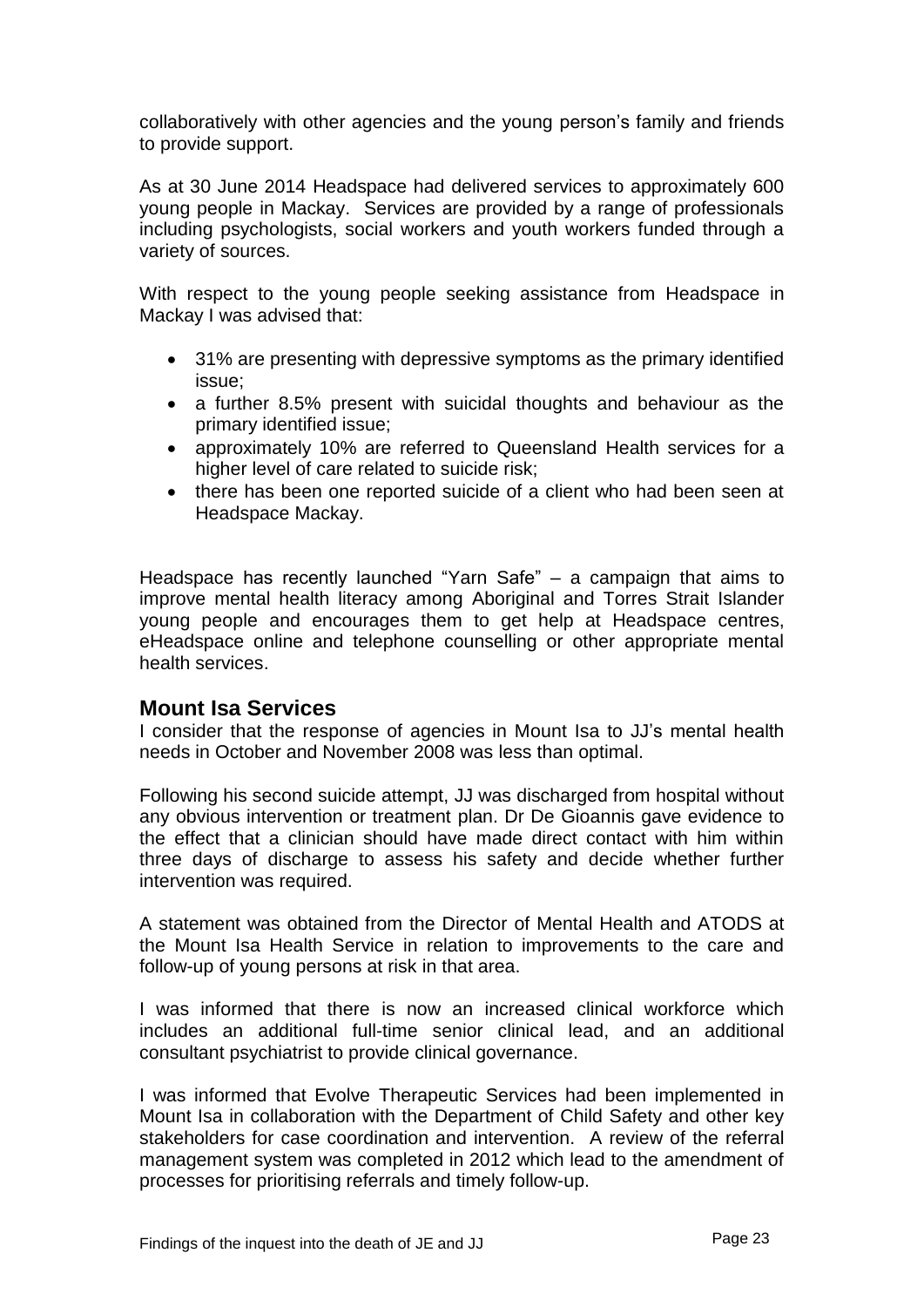collaboratively with other agencies and the young person's family and friends to provide support.

As at 30 June 2014 Headspace had delivered services to approximately 600 young people in Mackay. Services are provided by a range of professionals including psychologists, social workers and youth workers funded through a variety of sources.

With respect to the young people seeking assistance from Headspace in Mackay I was advised that:

- 31% are presenting with depressive symptoms as the primary identified issue;
- a further 8.5% present with suicidal thoughts and behaviour as the primary identified issue;
- approximately 10% are referred to Queensland Health services for a higher level of care related to suicide risk;
- there has been one reported suicide of a client who had been seen at Headspace Mackay.

Headspace has recently launched "Yarn Safe" – a campaign that aims to improve mental health literacy among Aboriginal and Torres Strait Islander young people and encourages them to get help at Headspace centres, eHeadspace online and telephone counselling or other appropriate mental health services.

## Mount Isa Services

I consider that the response of agencies in Mount Isa to JJ's mental health needs in October and November 2008 was less than optimal.

Following his second suicide attempt, JJ was discharged from hospital without any obvious intervention or treatment plan. Dr De Gioannis gave evidence to the effect that a clinician should have made direct contact with him within three days of discharge to assess his safety and decide whether further intervention was required.

A statement was obtained from the Director of Mental Health and ATODS at the Mount Isa Health Service in relation to improvements to the care and follow-up of young persons at risk in that area.

I was informed that there is now an increased clinical workforce which includes an additional full-time senior clinical lead, and an additional consultant psychiatrist to provide clinical governance.

I was informed that Evolve Therapeutic Services had been implemented in Mount Isa in collaboration with the Department of Child Safety and other key stakeholders for case coordination and intervention. A review of the referral management system was completed in 2012 which lead to the amendment of processes for prioritising referrals and timely follow-up.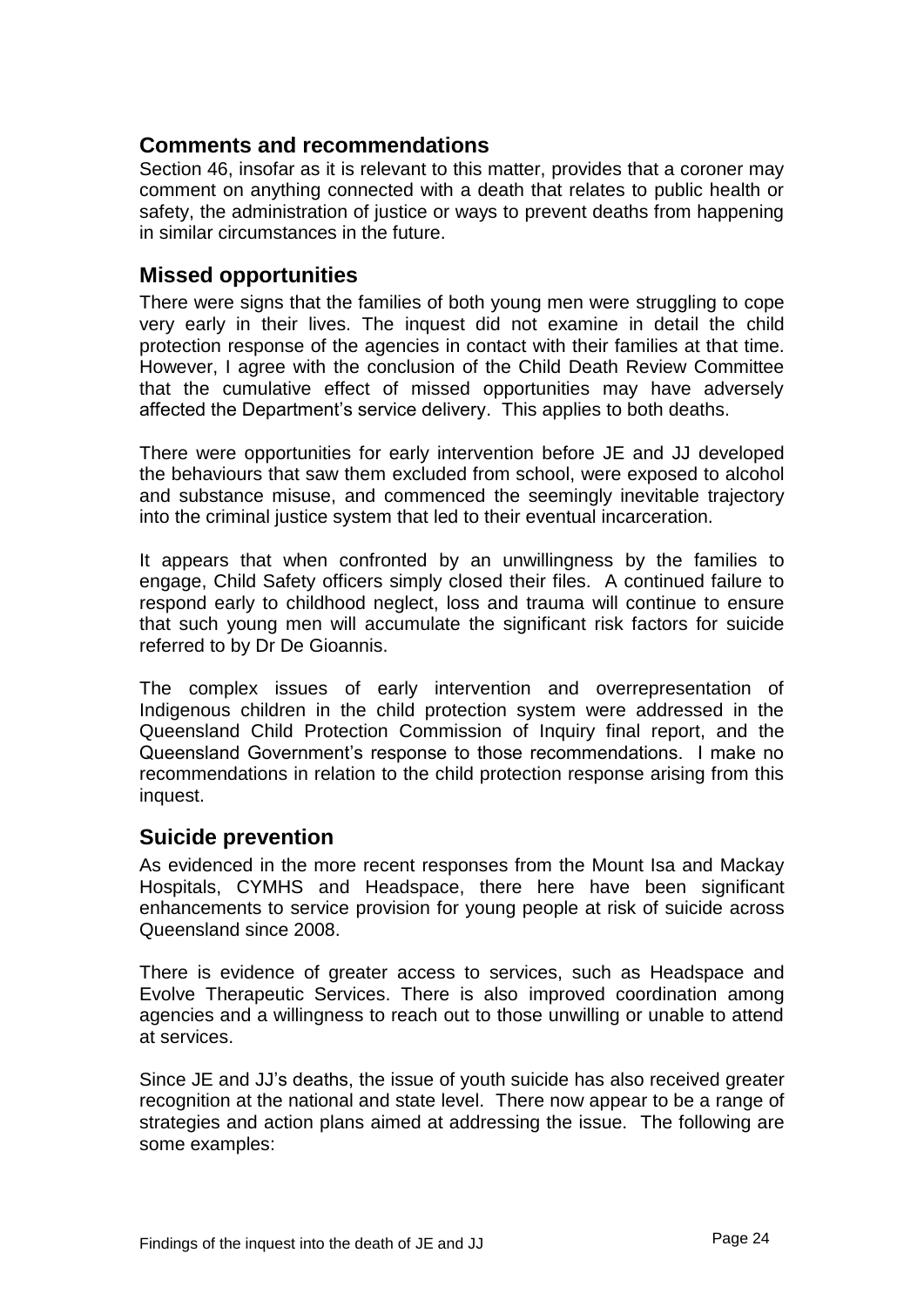## Comments and recommendations

Section 46, insofar as it is relevant to this matter, provides that a coroner may comment on anything connected with a death that relates to public health or safety, the administration of justice or ways to prevent deaths from happening in similar circumstances in the future.

## Missed opportunities

There were signs that the families of both young men were struggling to cope very early in their lives. The inquest did not examine in detail the child protection response of the agencies in contact with their families at that time. However, I agree with the conclusion of the Child Death Review Committee that the cumulative effect of missed opportunities may have adversely affected the Department's service delivery. This applies to both deaths.

There were opportunities for early intervention before JE and JJ developed the behaviours that saw them excluded from school, were exposed to alcohol and substance misuse, and commenced the seemingly inevitable trajectory into the criminal justice system that led to their eventual incarceration.

It appears that when confronted by an unwillingness by the families to engage, Child Safety officers simply closed their files. A continued failure to respond early to childhood neglect, loss and trauma will continue to ensure that such young men will accumulate the significant risk factors for suicide referred to by Dr De Gioannis.

The complex issues of early intervention and overrepresentation of Indigenous children in the child protection system were addressed in the Queensland Child Protection Commission of Inquiry final report, and the Queensland Government's response to those recommendations. I make no recommendations in relation to the child protection response arising from this inquest.

## Suicide prevention

As evidenced in the more recent responses from the Mount Isa and Mackay Hospitals, CYMHS and Headspace, there here have been significant enhancements to service provision for young people at risk of suicide across Queensland since 2008.

There is evidence of greater access to services, such as Headspace and Evolve Therapeutic Services. There is also improved coordination among agencies and a willingness to reach out to those unwilling or unable to attend at services.

Since JE and JJ's deaths, the issue of youth suicide has also received greater recognition at the national and state level. There now appear to be a range of strategies and action plans aimed at addressing the issue. The following are some examples: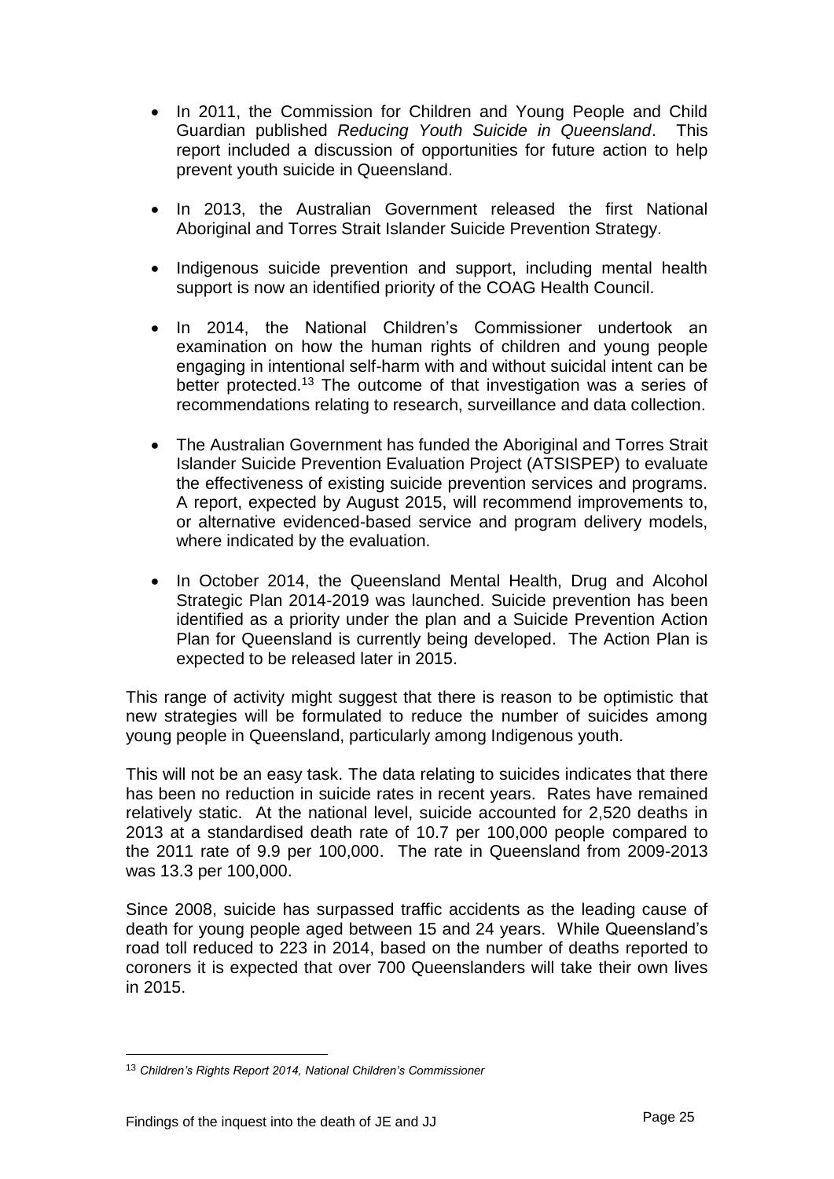- In 2011, the Commission for Children and Young People and Child Guardian published *Reducing Youth Suicide in Queensland*. This report included a discussion of opportunities for future action to help prevent youth suicide in Queensland.

- In 2013, the Australian Government released the first National Aboriginal and Torres Strait Islander Suicide Prevention Strategy.

- Indigenous suicide prevention and support, including mental health support is now an identified priority of the COAG Health Council.

- In 2014, the National Children's Commissioner undertook an examination on how the human rights of children and young people engaging in intentional self-harm with and without suicidal intent can be better protected.[13] The outcome of that investigation was a series of recommendations relating to research, surveillance and data collection.

- The Australian Government has funded the Aboriginal and Torres Strait Islander Suicide Prevention Evaluation Project (ATSISPEP) to evaluate the effectiveness of existing suicide prevention services and programs. A report, expected by August 2015, will recommend improvements to, or alternative evidenced-based service and program delivery models, where indicated by the evaluation.

- In October 2014, the Queensland Mental Health, Drug and Alcohol Strategic Plan 2014-2019 was launched. Suicide prevention has been identified as a priority under the plan and a Suicide Prevention Action Plan for Queensland is currently being developed. The Action Plan is expected to be released later in 2015.

This range of activity might suggest that there is reason to be optimistic that new strategies will be formulated to reduce the number of suicides among young people in Queensland, particularly among Indigenous youth.

This will not be an easy task. The data relating to suicides indicates that there has been no reduction in suicide rates in recent years. Rates have remained relatively static. At the national level, suicide accounted for 2,520 deaths in 2013 at a standardised death rate of 10.7 per 100,000 people compared to the 2011 rate of 9.9 per 100,000. The rate in Queensland from 2009-2013 was 13.3 per 100,000.

Since 2008, suicide has surpassed traffic accidents as the leading cause of death for young people aged between 15 and 24 years. While Queensland's road toll reduced to 223 in 2014, based on the number of deaths reported to coroners it is expected that over 700 Queenslanders will take their own lives in 2015.

---

[13] *Children's Rights Report 2014, National Children's Commissioner*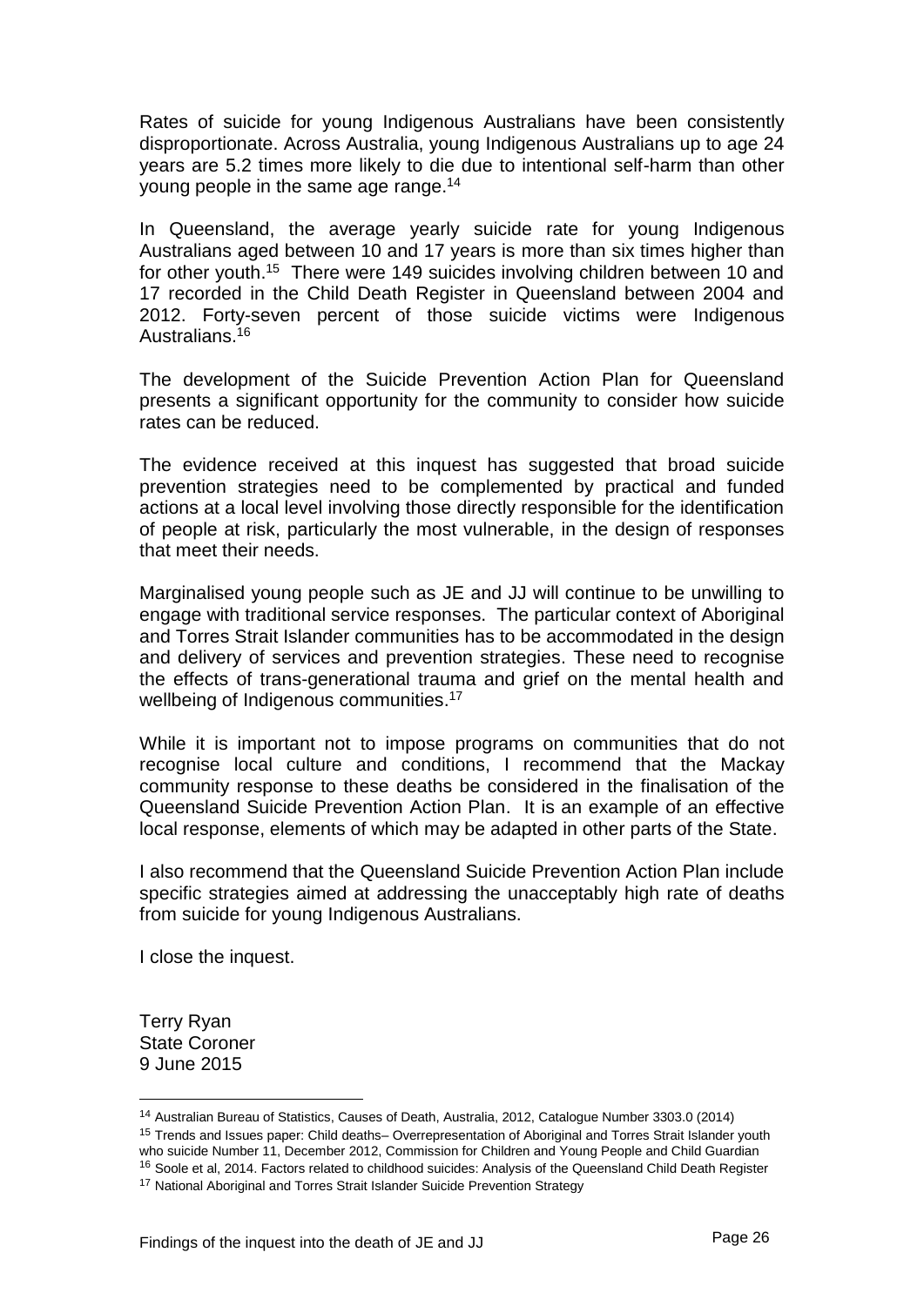Rates of suicide for young Indigenous Australians have been consistently disproportionate. Across Australia, young Indigenous Australians up to age 24 years are 5.2 times more likely to die due to intentional self-harm than other young people in the same age range.[14]

In Queensland, the average yearly suicide rate for young Indigenous Australians aged between 10 and 17 years is more than six times higher than for other youth.[15] There were 149 suicides involving children between 10 and 17 recorded in the Child Death Register in Queensland between 2004 and 2012. Forty-seven percent of those suicide victims were Indigenous Australians.[16]

The development of the Suicide Prevention Action Plan for Queensland presents a significant opportunity for the community to consider how suicide rates can be reduced.

The evidence received at this inquest has suggested that broad suicide prevention strategies need to be complemented by practical and funded actions at a local level involving those directly responsible for the identification of people at risk, particularly the most vulnerable, in the design of responses that meet their needs.

Marginalised young people such as JE and JJ will continue to be unwilling to engage with traditional service responses. The particular context of Aboriginal and Torres Strait Islander communities has to be accommodated in the design and delivery of services and prevention strategies. These need to recognise the effects of trans-generational trauma and grief on the mental health and wellbeing of Indigenous communities.[17]

While it is important not to impose programs on communities that do not recognise local culture and conditions, I recommend that the Mackay community response to these deaths be considered in the finalisation of the Queensland Suicide Prevention Action Plan. It is an example of an effective local response, elements of which may be adapted in other parts of the State.

I also recommend that the Queensland Suicide Prevention Action Plan include specific strategies aimed at addressing the unacceptably high rate of deaths from suicide for young Indigenous Australians.

I close the inquest.

Terry Ryan
State Coroner
9 June 2015

[14] Australian Bureau of Statistics, Causes of Death, Australia, 2012, Catalogue Number 3303.0 (2014)

[15] Trends and Issues paper: Child deaths– Overrepresentation of Aboriginal and Torres Strait Islander youth who suicide Number 11, December 2012, Commission for Children and Young People and Child Guardian

[16] Soole et al, 2014. Factors related to childhood suicides: Analysis of the Queensland Child Death Register

[17] National Aboriginal and Torres Strait Islander Suicide Prevention Strategy